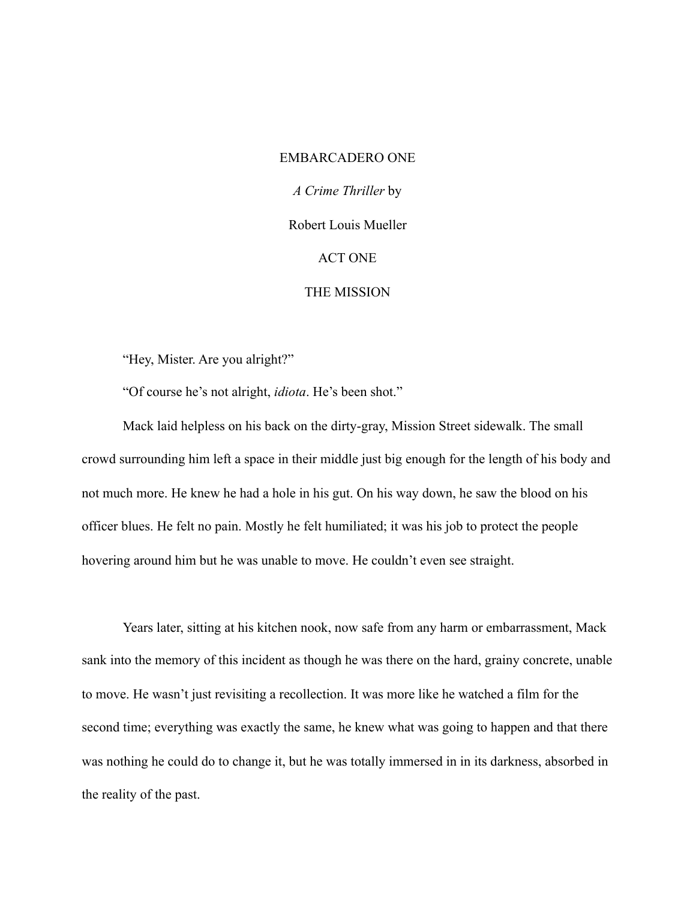# EMBARCADERO ONE

*A Crime Thriller* by

Robert Louis Mueller

## ACT ONE

## THE MISSION

"Hey, Mister. Are you alright?"

"Of course he's not alright, *idiota*. He's been shot."

Mack laid helpless on his back on the dirty-gray, Mission Street sidewalk. The small crowd surrounding him left a space in their middle just big enough for the length of his body and not much more. He knew he had a hole in his gut. On his way down, he saw the blood on his officer blues. He felt no pain. Mostly he felt humiliated; it was his job to protect the people hovering around him but he was unable to move. He couldn't even see straight.

Years later, sitting at his kitchen nook, now safe from any harm or embarrassment, Mack sank into the memory of this incident as though he was there on the hard, grainy concrete, unable to move. He wasn't just revisiting a recollection. It was more like he watched a film for the second time; everything was exactly the same, he knew what was going to happen and that there was nothing he could do to change it, but he was totally immersed in in its darkness, absorbed in the reality of the past.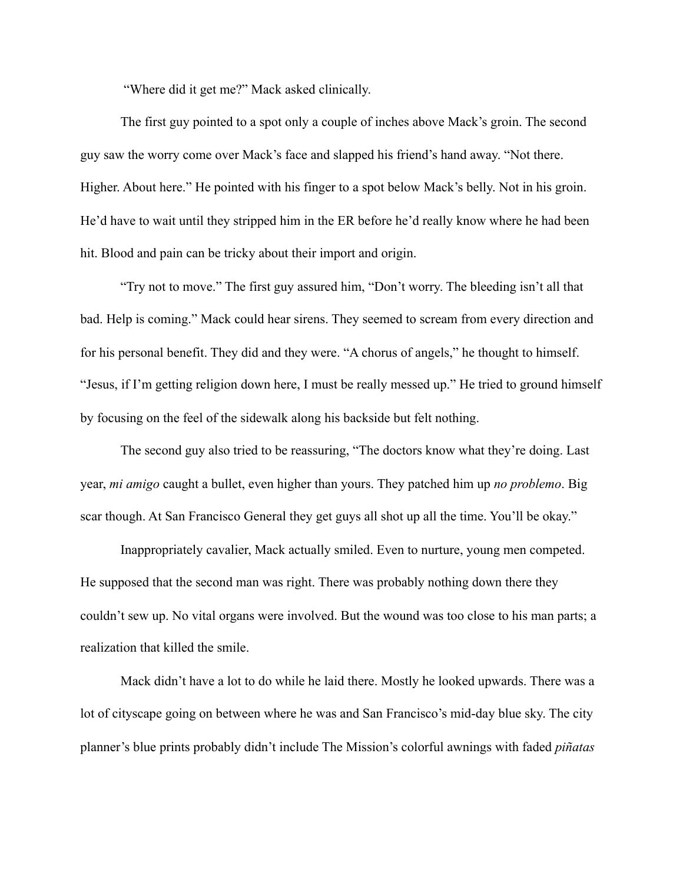"Where did it get me?" Mack asked clinically.

The first guy pointed to a spot only a couple of inches above Mack's groin. The second guy saw the worry come over Mack's face and slapped his friend's hand away. "Not there. Higher. About here." He pointed with his finger to a spot below Mack's belly. Not in his groin. He'd have to wait until they stripped him in the ER before he'd really know where he had been hit. Blood and pain can be tricky about their import and origin.

"Try not to move." The first guy assured him, "Don't worry. The bleeding isn't all that bad. Help is coming." Mack could hear sirens. They seemed to scream from every direction and for his personal benefit. They did and they were. "A chorus of angels," he thought to himself. "Jesus, if I'm getting religion down here, I must be really messed up." He tried to ground himself by focusing on the feel of the sidewalk along his backside but felt nothing.

The second guy also tried to be reassuring, "The doctors know what they're doing. Last year, *mi amigo* caught a bullet, even higher than yours. They patched him up *no problemo*. Big scar though. At San Francisco General they get guys all shot up all the time. You'll be okay."

Inappropriately cavalier, Mack actually smiled. Even to nurture, young men competed. He supposed that the second man was right. There was probably nothing down there they couldn't sew up. No vital organs were involved. But the wound was too close to his man parts; a realization that killed the smile.

Mack didn't have a lot to do while he laid there. Mostly he looked upwards. There was a lot of cityscape going on between where he was and San Francisco's mid-day blue sky. The city planner's blue prints probably didn't include The Mission's colorful awnings with faded *piñatas*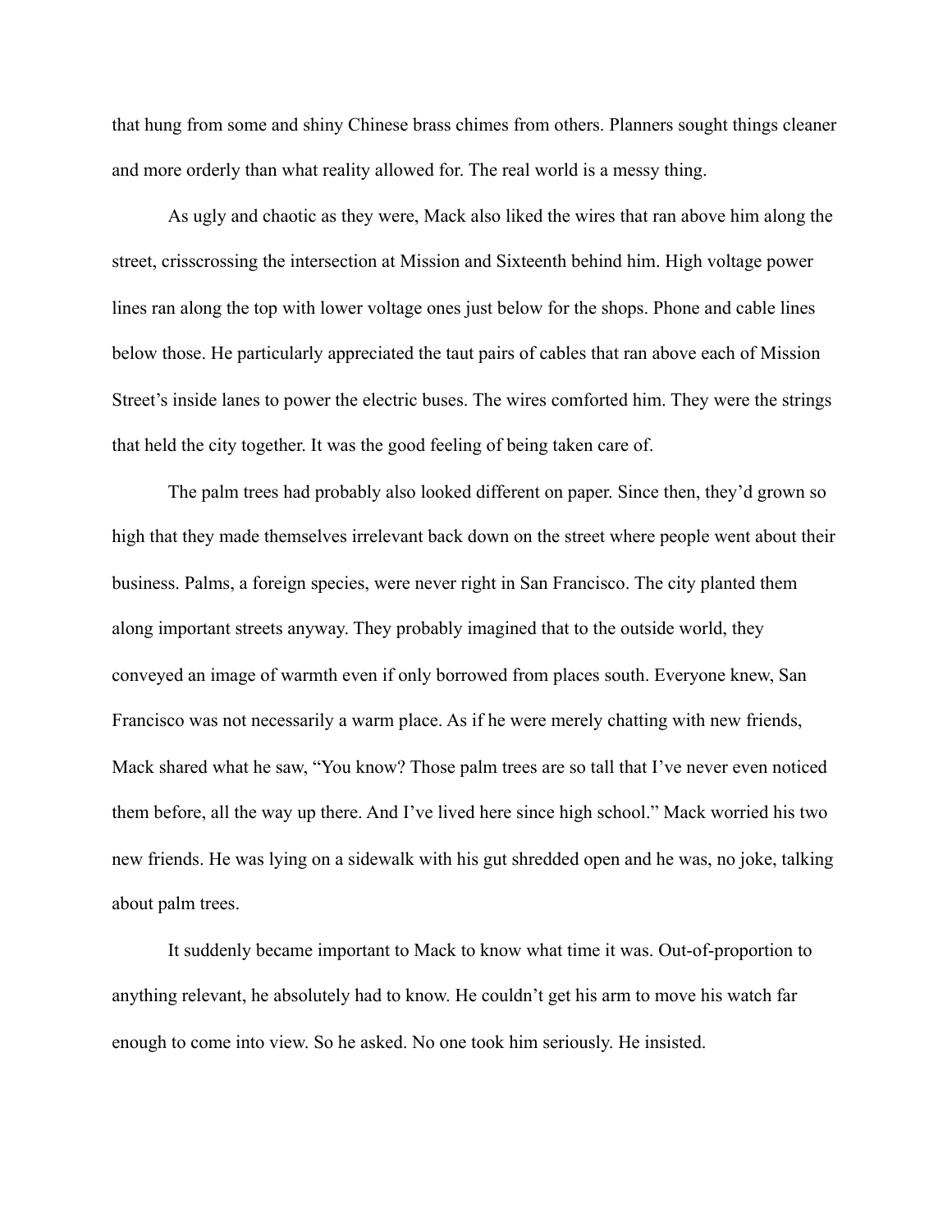that hung from some and shiny Chinese brass chimes from others. Planners sought things cleaner and more orderly than what reality allowed for. The real world is a messy thing.

As ugly and chaotic as they were, Mack also liked the wires that ran above him along the street, crisscrossing the intersection at Mission and Sixteenth behind him. High voltage power lines ran along the top with lower voltage ones just below for the shops. Phone and cable lines below those. He particularly appreciated the taut pairs of cables that ran above each of Mission Street's inside lanes to power the electric buses. The wires comforted him. They were the strings that held the city together. It was the good feeling of being taken care of.

The palm trees had probably also looked different on paper. Since then, they'd grown so high that they made themselves irrelevant back down on the street where people went about their business. Palms, a foreign species, were never right in San Francisco. The city planted them along important streets anyway. They probably imagined that to the outside world, they conveyed an image of warmth even if only borrowed from places south. Everyone knew, San Francisco was not necessarily a warm place. As if he were merely chatting with new friends, Mack shared what he saw, "You know? Those palm trees are so tall that I've never even noticed them before, all the way up there. And I've lived here since high school." Mack worried his two new friends. He was lying on a sidewalk with his gut shredded open and he was, no joke, talking about palm trees.

It suddenly became important to Mack to know what time it was. Out-of-proportion to anything relevant, he absolutely had to know. He couldn't get his arm to move his watch far enough to come into view. So he asked. No one took him seriously. He insisted.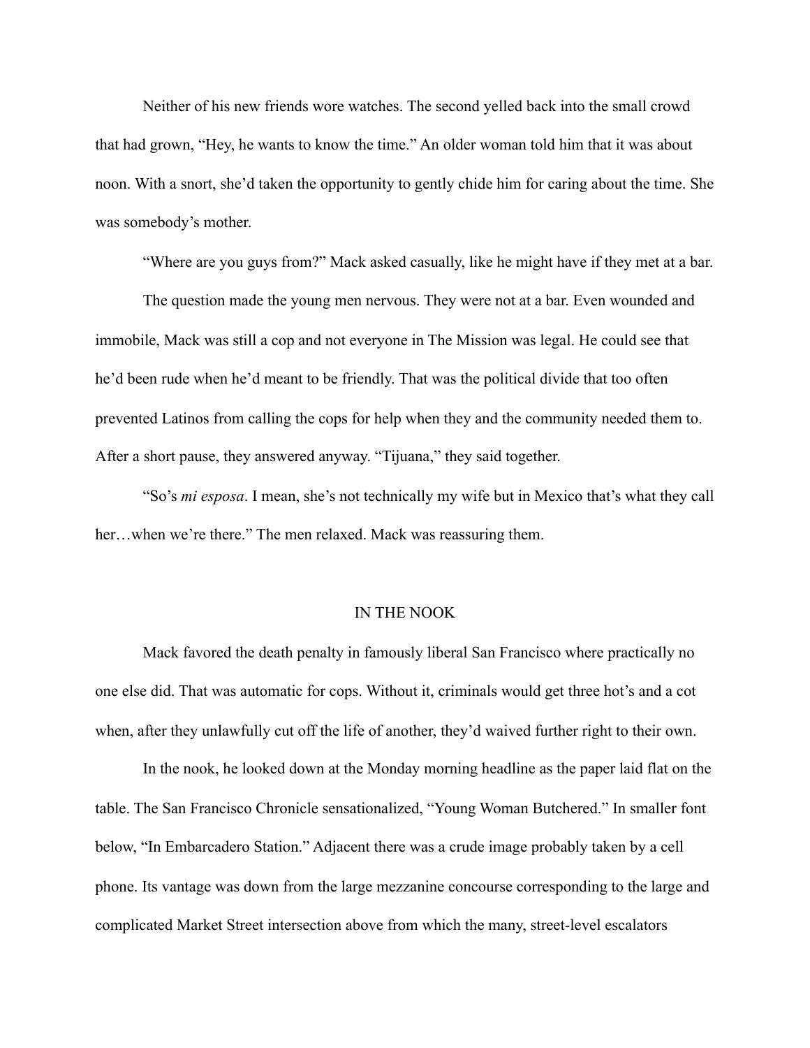Neither of his new friends wore watches. The second yelled back into the small crowd that had grown, "Hey, he wants to know the time." An older woman told him that it was about noon. With a snort, she'd taken the opportunity to gently chide him for caring about the time. She was somebody's mother.

"Where are you guys from?" Mack asked casually, like he might have if they met at a bar.

The question made the young men nervous. They were not at a bar. Even wounded and immobile, Mack was still a cop and not everyone in The Mission was legal. He could see that he'd been rude when he'd meant to be friendly. That was the political divide that too often prevented Latinos from calling the cops for help when they and the community needed them to. After a short pause, they answered anyway. "Tijuana," they said together.

"So's *mi esposa*. I mean, she's not technically my wife but in Mexico that's what they call her…when we're there." The men relaxed. Mack was reassuring them.

## IN THE NOOK

Mack favored the death penalty in famously liberal San Francisco where practically no one else did. That was automatic for cops. Without it, criminals would get three hot's and a cot when, after they unlawfully cut off the life of another, they'd waived further right to their own.

In the nook, he looked down at the Monday morning headline as the paper laid flat on the table. The San Francisco Chronicle sensationalized, "Young Woman Butchered." In smaller font below, "In Embarcadero Station." Adjacent there was a crude image probably taken by a cell phone. Its vantage was down from the large mezzanine concourse corresponding to the large and complicated Market Street intersection above from which the many, street-level escalators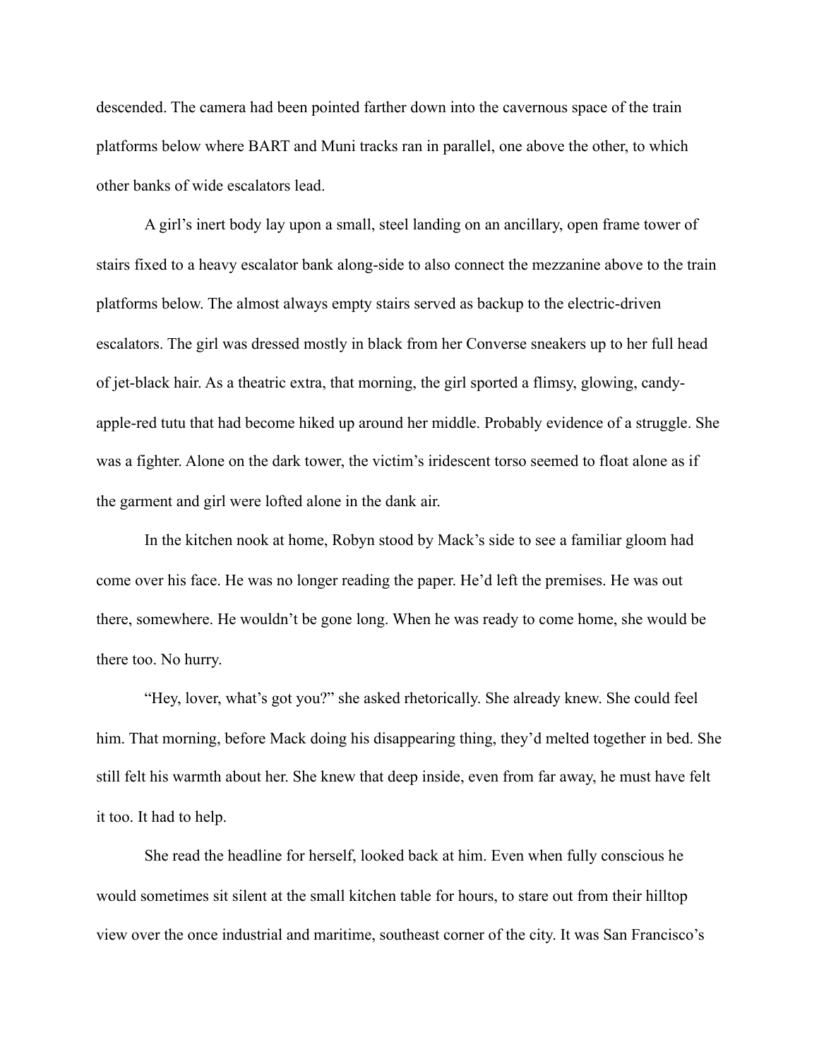descended. The camera had been pointed farther down into the cavernous space of the train platforms below where BART and Muni tracks ran in parallel, one above the other, to which other banks of wide escalators lead.

A girl's inert body lay upon a small, steel landing on an ancillary, open frame tower of stairs fixed to a heavy escalator bank along-side to also connect the mezzanine above to the train platforms below. The almost always empty stairs served as backup to the electric-driven escalators. The girl was dressed mostly in black from her Converse sneakers up to her full head of jet-black hair. As a theatric extra, that morning, the girl sported a flimsy, glowing, candy-apple-red tutu that had become hiked up around her middle. Probably evidence of a struggle. She was a fighter. Alone on the dark tower, the victim's iridescent torso seemed to float alone as if the garment and girl were lofted alone in the dank air.

In the kitchen nook at home, Robyn stood by Mack's side to see a familiar gloom had come over his face. He was no longer reading the paper. He'd left the premises. He was out there, somewhere. He wouldn't be gone long. When he was ready to come home, she would be there too. No hurry.

"Hey, lover, what's got you?" she asked rhetorically. She already knew. She could feel him. That morning, before Mack doing his disappearing thing, they'd melted together in bed. She still felt his warmth about her. She knew that deep inside, even from far away, he must have felt it too. It had to help.

She read the headline for herself, looked back at him. Even when fully conscious he would sometimes sit silent at the small kitchen table for hours, to stare out from their hilltop view over the once industrial and maritime, southeast corner of the city. It was San Francisco's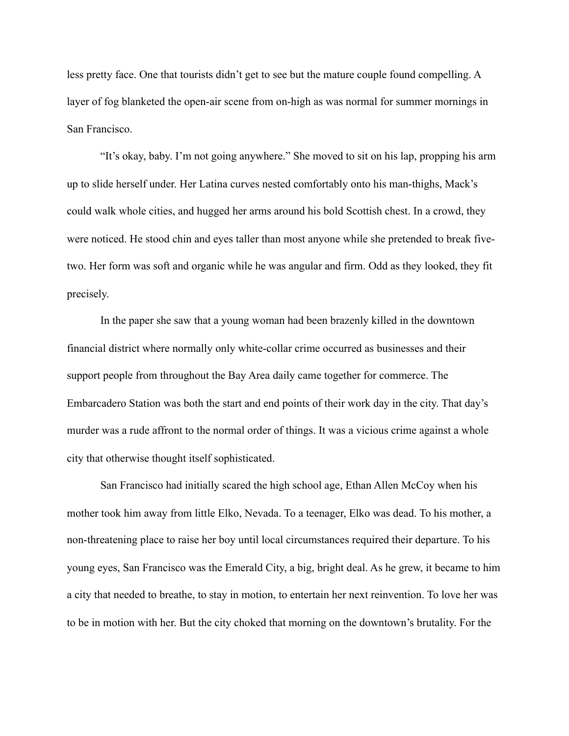less pretty face. One that tourists didn't get to see but the mature couple found compelling. A layer of fog blanketed the open-air scene from on-high as was normal for summer mornings in San Francisco.

"It's okay, baby. I'm not going anywhere." She moved to sit on his lap, propping his arm up to slide herself under. Her Latina curves nested comfortably onto his man-thighs, Mack's could walk whole cities, and hugged her arms around his bold Scottish chest. In a crowd, they were noticed. He stood chin and eyes taller than most anyone while she pretended to break five-two. Her form was soft and organic while he was angular and firm. Odd as they looked, they fit precisely.

In the paper she saw that a young woman had been brazenly killed in the downtown financial district where normally only white-collar crime occurred as businesses and their support people from throughout the Bay Area daily came together for commerce. The Embarcadero Station was both the start and end points of their work day in the city. That day's murder was a rude affront to the normal order of things. It was a vicious crime against a whole city that otherwise thought itself sophisticated.

San Francisco had initially scared the high school age, Ethan Allen McCoy when his mother took him away from little Elko, Nevada. To a teenager, Elko was dead. To his mother, a non-threatening place to raise her boy until local circumstances required their departure. To his young eyes, San Francisco was the Emerald City, a big, bright deal. As he grew, it became to him a city that needed to breathe, to stay in motion, to entertain her next reinvention. To love her was to be in motion with her. But the city choked that morning on the downtown's brutality. For the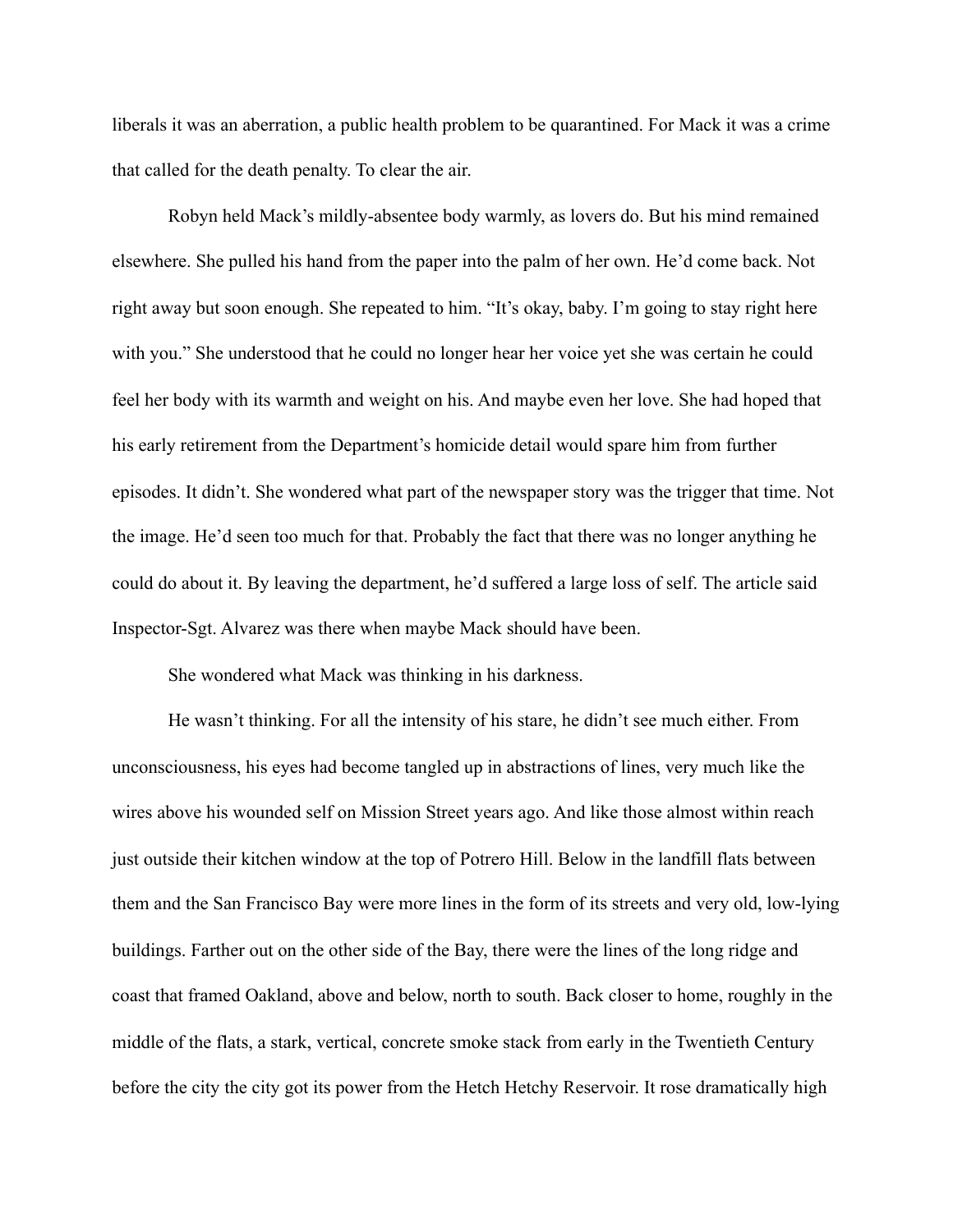liberals it was an aberration, a public health problem to be quarantined. For Mack it was a crime that called for the death penalty. To clear the air.

Robyn held Mack's mildly-absentee body warmly, as lovers do. But his mind remained elsewhere. She pulled his hand from the paper into the palm of her own. He'd come back. Not right away but soon enough. She repeated to him. "It's okay, baby. I'm going to stay right here with you." She understood that he could no longer hear her voice yet she was certain he could feel her body with its warmth and weight on his. And maybe even her love. She had hoped that his early retirement from the Department's homicide detail would spare him from further episodes. It didn't. She wondered what part of the newspaper story was the trigger that time. Not the image. He'd seen too much for that. Probably the fact that there was no longer anything he could do about it. By leaving the department, he'd suffered a large loss of self. The article said Inspector-Sgt. Alvarez was there when maybe Mack should have been.

She wondered what Mack was thinking in his darkness.

He wasn't thinking. For all the intensity of his stare, he didn't see much either. From unconsciousness, his eyes had become tangled up in abstractions of lines, very much like the wires above his wounded self on Mission Street years ago. And like those almost within reach just outside their kitchen window at the top of Potrero Hill. Below in the landfill flats between them and the San Francisco Bay were more lines in the form of its streets and very old, low-lying buildings. Farther out on the other side of the Bay, there were the lines of the long ridge and coast that framed Oakland, above and below, north to south. Back closer to home, roughly in the middle of the flats, a stark, vertical, concrete smoke stack from early in the Twentieth Century before the city the city got its power from the Hetch Hetchy Reservoir. It rose dramatically high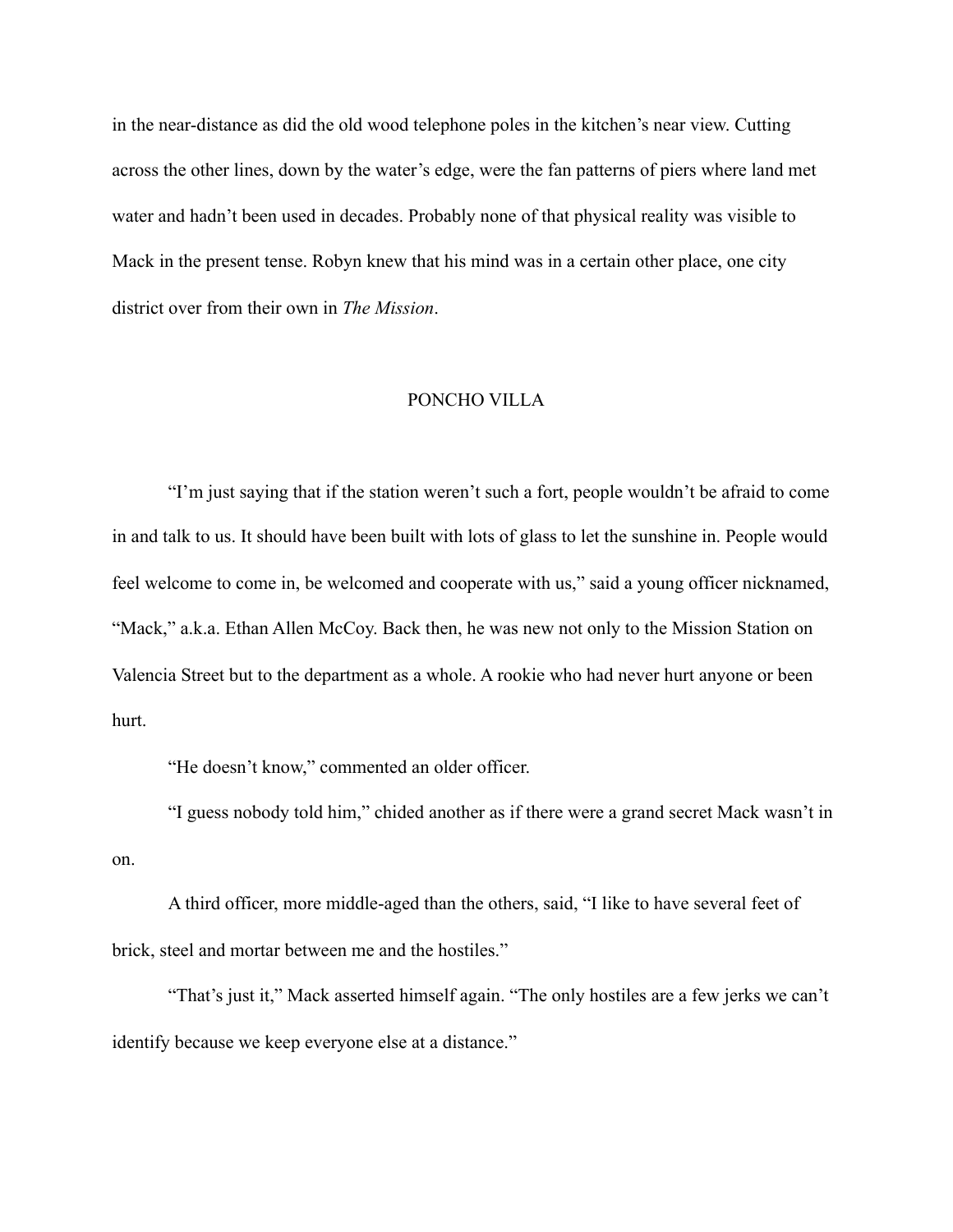in the near-distance as did the old wood telephone poles in the kitchen's near view. Cutting across the other lines, down by the water's edge, were the fan patterns of piers where land met water and hadn't been used in decades. Probably none of that physical reality was visible to Mack in the present tense. Robyn knew that his mind was in a certain other place, one city district over from their own in *The Mission*.

## PONCHO VILLA

"I'm just saying that if the station weren't such a fort, people wouldn't be afraid to come in and talk to us. It should have been built with lots of glass to let the sunshine in. People would feel welcome to come in, be welcomed and cooperate with us," said a young officer nicknamed, "Mack," a.k.a. Ethan Allen McCoy. Back then, he was new not only to the Mission Station on Valencia Street but to the department as a whole. A rookie who had never hurt anyone or been hurt.

"He doesn't know," commented an older officer.

"I guess nobody told him," chided another as if there were a grand secret Mack wasn't in on.

A third officer, more middle-aged than the others, said, "I like to have several feet of brick, steel and mortar between me and the hostiles."

"That's just it," Mack asserted himself again. "The only hostiles are a few jerks we can't identify because we keep everyone else at a distance."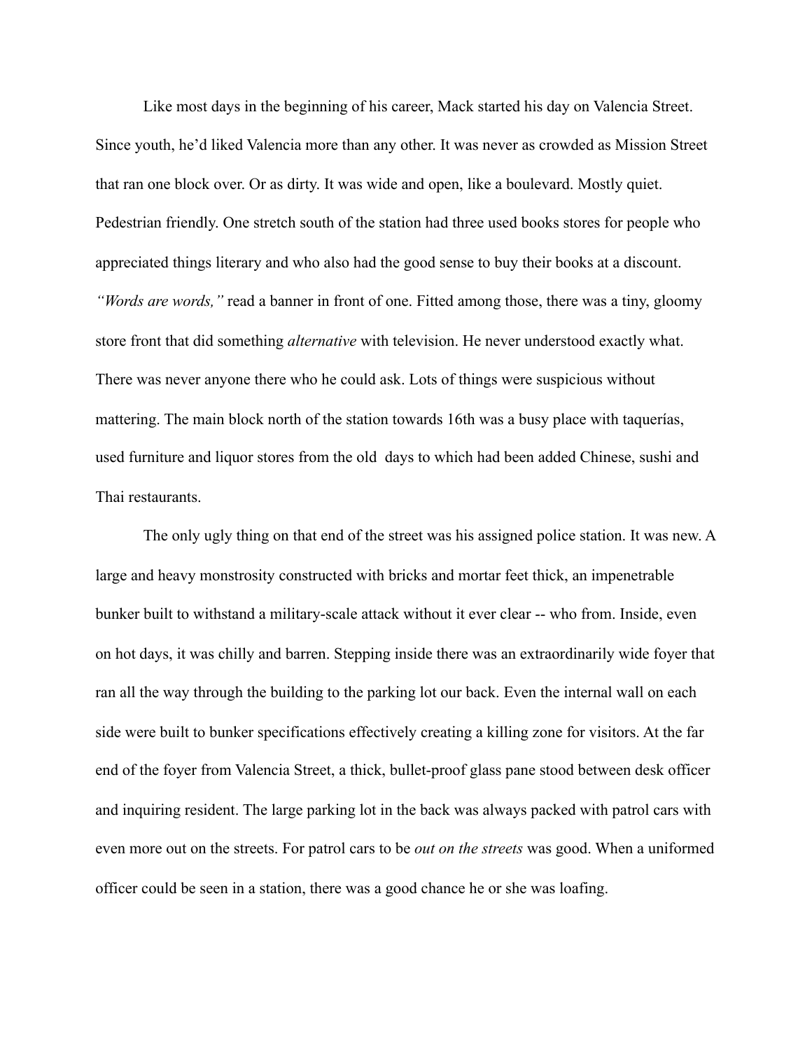Like most days in the beginning of his career, Mack started his day on Valencia Street. Since youth, he'd liked Valencia more than any other. It was never as crowded as Mission Street that ran one block over. Or as dirty. It was wide and open, like a boulevard. Mostly quiet. Pedestrian friendly. One stretch south of the station had three used books stores for people who appreciated things literary and who also had the good sense to buy their books at a discount. *"Words are words,"* read a banner in front of one. Fitted among those, there was a tiny, gloomy store front that did something *alternative* with television. He never understood exactly what. There was never anyone there who he could ask. Lots of things were suspicious without mattering. The main block north of the station towards 16th was a busy place with taquerías, used furniture and liquor stores from the old days to which had been added Chinese, sushi and Thai restaurants.

The only ugly thing on that end of the street was his assigned police station. It was new. A large and heavy monstrosity constructed with bricks and mortar feet thick, an impenetrable bunker built to withstand a military-scale attack without it ever clear -- who from. Inside, even on hot days, it was chilly and barren. Stepping inside there was an extraordinarily wide foyer that ran all the way through the building to the parking lot our back. Even the internal wall on each side were built to bunker specifications effectively creating a killing zone for visitors. At the far end of the foyer from Valencia Street, a thick, bullet-proof glass pane stood between desk officer and inquiring resident. The large parking lot in the back was always packed with patrol cars with even more out on the streets. For patrol cars to be *out on the streets* was good. When a uniformed officer could be seen in a station, there was a good chance he or she was loafing.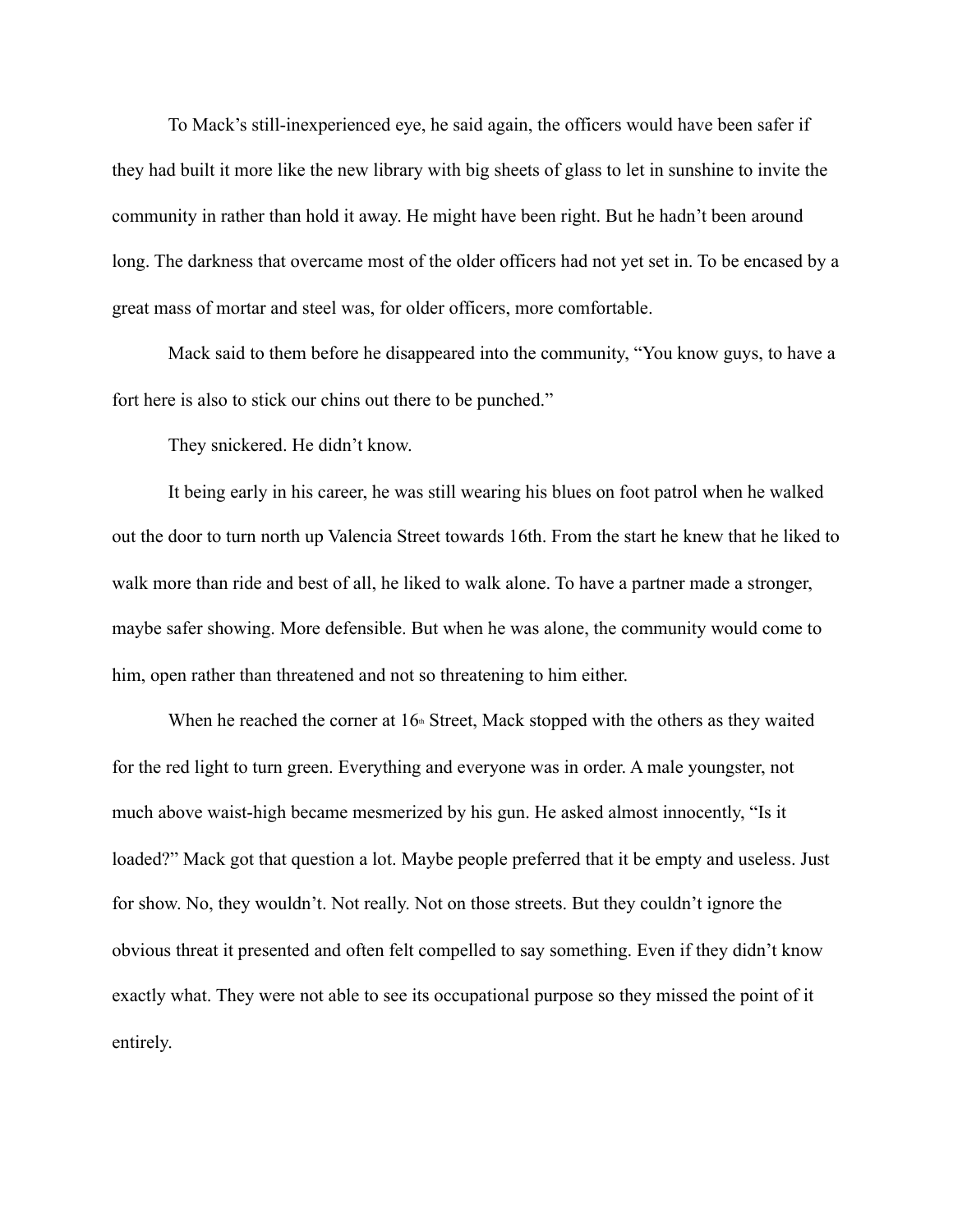To Mack's still-inexperienced eye, he said again, the officers would have been safer if they had built it more like the new library with big sheets of glass to let in sunshine to invite the community in rather than hold it away. He might have been right. But he hadn't been around long. The darkness that overcame most of the older officers had not yet set in. To be encased by a great mass of mortar and steel was, for older officers, more comfortable.

Mack said to them before he disappeared into the community, "You know guys, to have a fort here is also to stick our chins out there to be punched."

They snickered. He didn't know.

It being early in his career, he was still wearing his blues on foot patrol when he walked out the door to turn north up Valencia Street towards 16th. From the start he knew that he liked to walk more than ride and best of all, he liked to walk alone. To have a partner made a stronger, maybe safer showing. More defensible. But when he was alone, the community would come to him, open rather than threatened and not so threatening to him either.

When he reached the corner at 16th Street, Mack stopped with the others as they waited for the red light to turn green. Everything and everyone was in order. A male youngster, not much above waist-high became mesmerized by his gun. He asked almost innocently, "Is it loaded?" Mack got that question a lot. Maybe people preferred that it be empty and useless. Just for show. No, they wouldn't. Not really. Not on those streets. But they couldn't ignore the obvious threat it presented and often felt compelled to say something. Even if they didn't know exactly what. They were not able to see its occupational purpose so they missed the point of it entirely.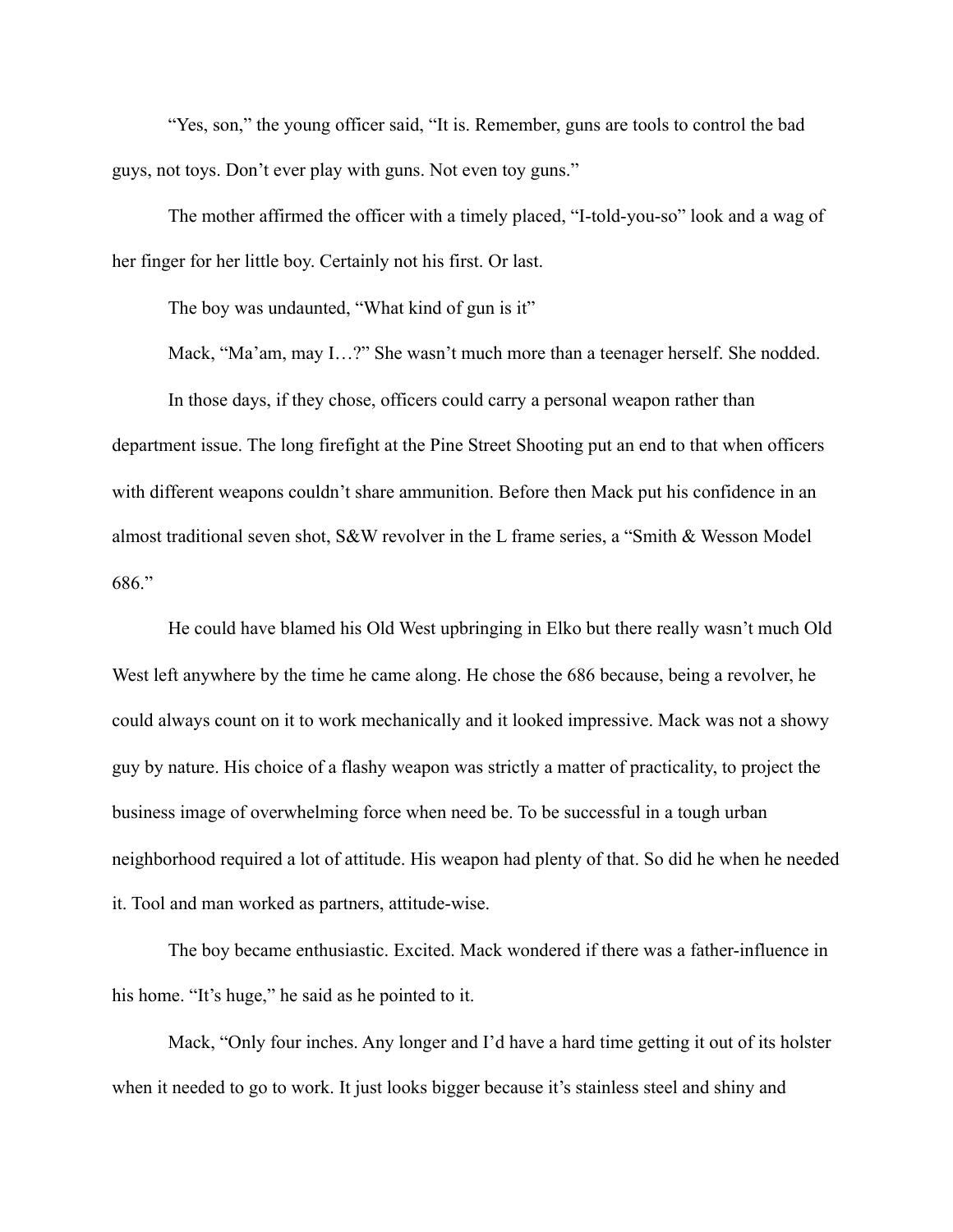"Yes, son," the young officer said, "It is. Remember, guns are tools to control the bad guys, not toys. Don't ever play with guns. Not even toy guns."

The mother affirmed the officer with a timely placed, "I-told-you-so" look and a wag of her finger for her little boy. Certainly not his first. Or last.

The boy was undaunted, "What kind of gun is it"

Mack, "Ma'am, may I…?" She wasn't much more than a teenager herself. She nodded.

In those days, if they chose, officers could carry a personal weapon rather than department issue. The long firefight at the Pine Street Shooting put an end to that when officers with different weapons couldn't share ammunition. Before then Mack put his confidence in an almost traditional seven shot, S&W revolver in the L frame series, a "Smith & Wesson Model 686."

He could have blamed his Old West upbringing in Elko but there really wasn't much Old West left anywhere by the time he came along. He chose the 686 because, being a revolver, he could always count on it to work mechanically and it looked impressive. Mack was not a showy guy by nature. His choice of a flashy weapon was strictly a matter of practicality, to project the business image of overwhelming force when need be. To be successful in a tough urban neighborhood required a lot of attitude. His weapon had plenty of that. So did he when he needed it. Tool and man worked as partners, attitude-wise.

The boy became enthusiastic. Excited. Mack wondered if there was a father-influence in his home. "It's huge," he said as he pointed to it.

Mack, "Only four inches. Any longer and I'd have a hard time getting it out of its holster when it needed to go to work. It just looks bigger because it's stainless steel and shiny and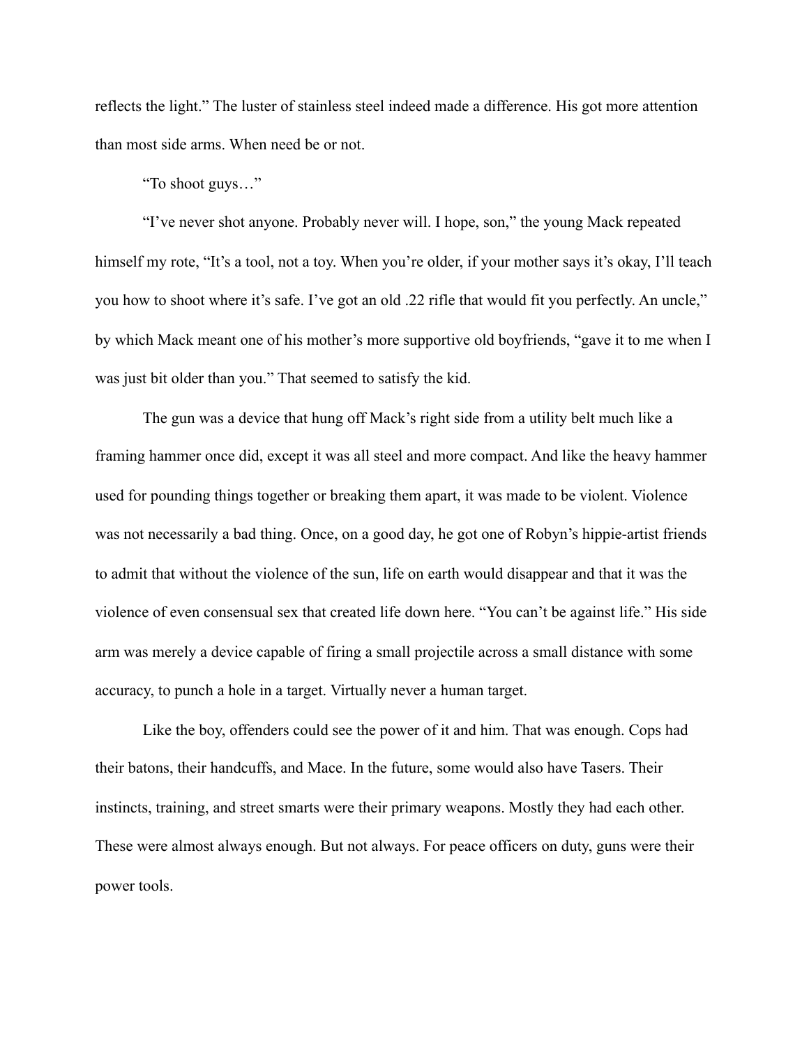reflects the light." The luster of stainless steel indeed made a difference. His got more attention than most side arms. When need be or not.

"To shoot guys…"

"I've never shot anyone. Probably never will. I hope, son," the young Mack repeated himself my rote, "It's a tool, not a toy. When you're older, if your mother says it's okay, I'll teach you how to shoot where it's safe. I've got an old .22 rifle that would fit you perfectly. An uncle," by which Mack meant one of his mother's more supportive old boyfriends, "gave it to me when I was just bit older than you." That seemed to satisfy the kid.

The gun was a device that hung off Mack's right side from a utility belt much like a framing hammer once did, except it was all steel and more compact. And like the heavy hammer used for pounding things together or breaking them apart, it was made to be violent. Violence was not necessarily a bad thing. Once, on a good day, he got one of Robyn's hippie-artist friends to admit that without the violence of the sun, life on earth would disappear and that it was the violence of even consensual sex that created life down here. "You can't be against life." His side arm was merely a device capable of firing a small projectile across a small distance with some accuracy, to punch a hole in a target. Virtually never a human target.

Like the boy, offenders could see the power of it and him. That was enough. Cops had their batons, their handcuffs, and Mace. In the future, some would also have Tasers. Their instincts, training, and street smarts were their primary weapons. Mostly they had each other. These were almost always enough. But not always. For peace officers on duty, guns were their power tools.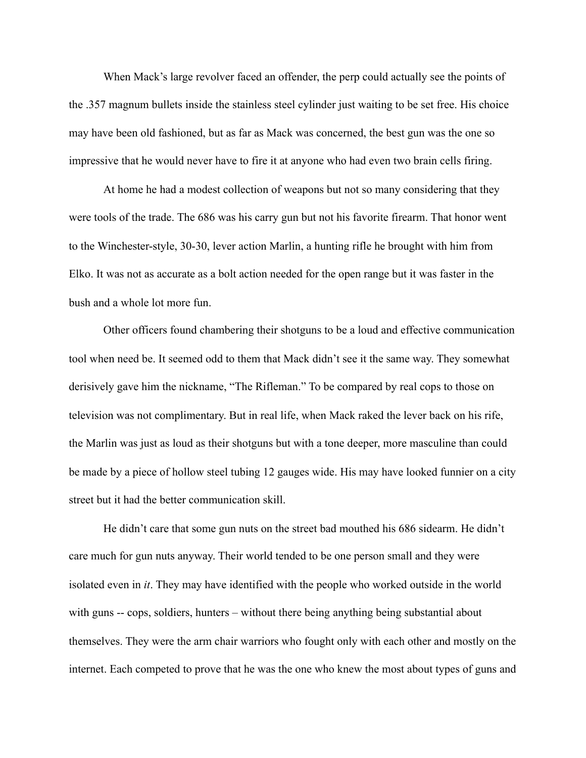When Mack's large revolver faced an offender, the perp could actually see the points of the .357 magnum bullets inside the stainless steel cylinder just waiting to be set free. His choice may have been old fashioned, but as far as Mack was concerned, the best gun was the one so impressive that he would never have to fire it at anyone who had even two brain cells firing.

At home he had a modest collection of weapons but not so many considering that they were tools of the trade. The 686 was his carry gun but not his favorite firearm. That honor went to the Winchester-style, 30-30, lever action Marlin, a hunting rifle he brought with him from Elko. It was not as accurate as a bolt action needed for the open range but it was faster in the bush and a whole lot more fun.

Other officers found chambering their shotguns to be a loud and effective communication tool when need be. It seemed odd to them that Mack didn't see it the same way. They somewhat derisively gave him the nickname, "The Rifleman." To be compared by real cops to those on television was not complimentary. But in real life, when Mack raked the lever back on his rife, the Marlin was just as loud as their shotguns but with a tone deeper, more masculine than could be made by a piece of hollow steel tubing 12 gauges wide. His may have looked funnier on a city street but it had the better communication skill.

He didn't care that some gun nuts on the street bad mouthed his 686 sidearm. He didn't care much for gun nuts anyway. Their world tended to be one person small and they were isolated even in *it*. They may have identified with the people who worked outside in the world with guns -- cops, soldiers, hunters – without there being anything being substantial about themselves. They were the arm chair warriors who fought only with each other and mostly on the internet. Each competed to prove that he was the one who knew the most about types of guns and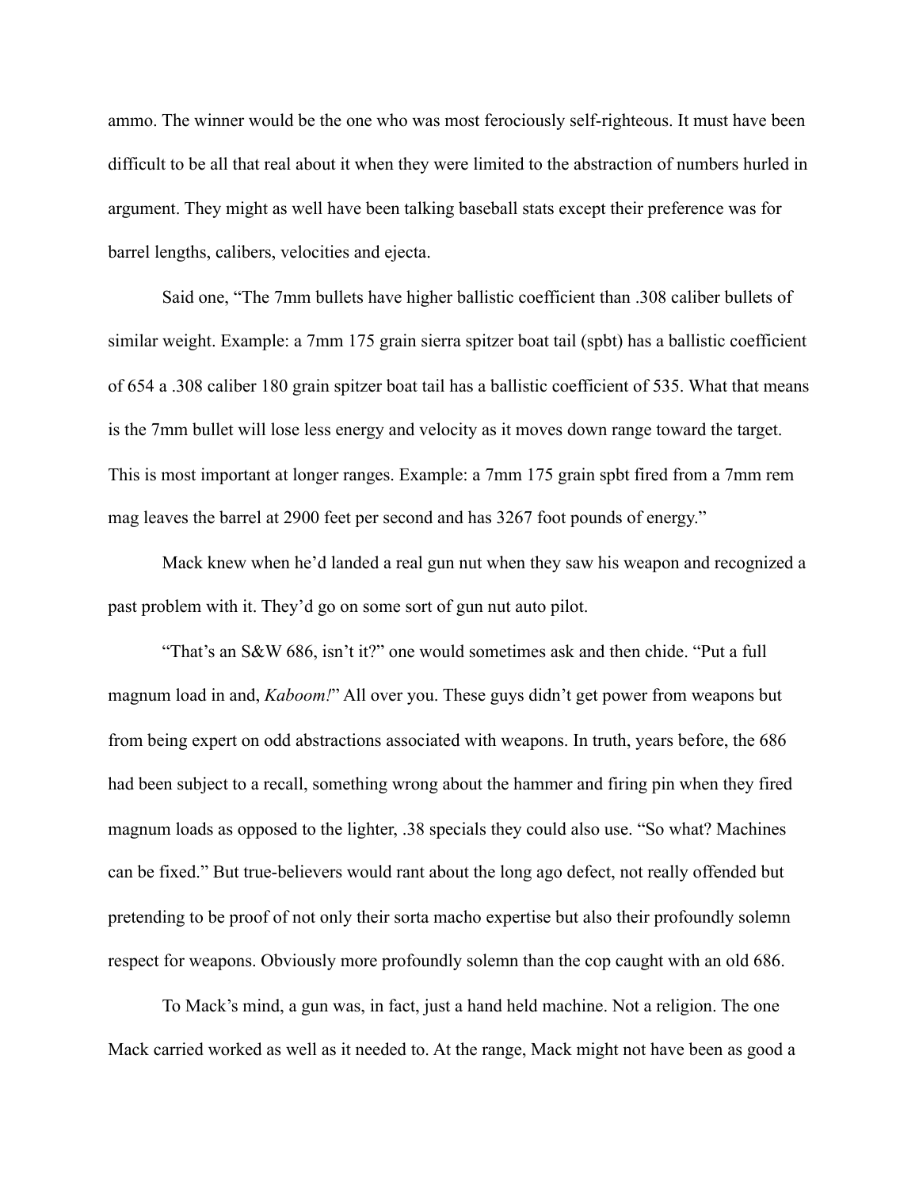ammo. The winner would be the one who was most ferociously self-righteous. It must have been difficult to be all that real about it when they were limited to the abstraction of numbers hurled in argument. They might as well have been talking baseball stats except their preference was for barrel lengths, calibers, velocities and ejecta.

Said one, "The 7mm bullets have higher ballistic coefficient than .308 caliber bullets of similar weight. Example: a 7mm 175 grain sierra spitzer boat tail (spbt) has a ballistic coefficient of 654 a .308 caliber 180 grain spitzer boat tail has a ballistic coefficient of 535. What that means is the 7mm bullet will lose less energy and velocity as it moves down range toward the target. This is most important at longer ranges. Example: a 7mm 175 grain spbt fired from a 7mm rem mag leaves the barrel at 2900 feet per second and has 3267 foot pounds of energy."

Mack knew when he'd landed a real gun nut when they saw his weapon and recognized a past problem with it. They'd go on some sort of gun nut auto pilot.

"That's an S&W 686, isn't it?" one would sometimes ask and then chide. "Put a full magnum load in and, *Kaboom!*" All over you. These guys didn't get power from weapons but from being expert on odd abstractions associated with weapons. In truth, years before, the 686 had been subject to a recall, something wrong about the hammer and firing pin when they fired magnum loads as opposed to the lighter, .38 specials they could also use. "So what? Machines can be fixed." But true-believers would rant about the long ago defect, not really offended but pretending to be proof of not only their sorta macho expertise but also their profoundly solemn respect for weapons. Obviously more profoundly solemn than the cop caught with an old 686.

To Mack's mind, a gun was, in fact, just a hand held machine. Not a religion. The one Mack carried worked as well as it needed to. At the range, Mack might not have been as good a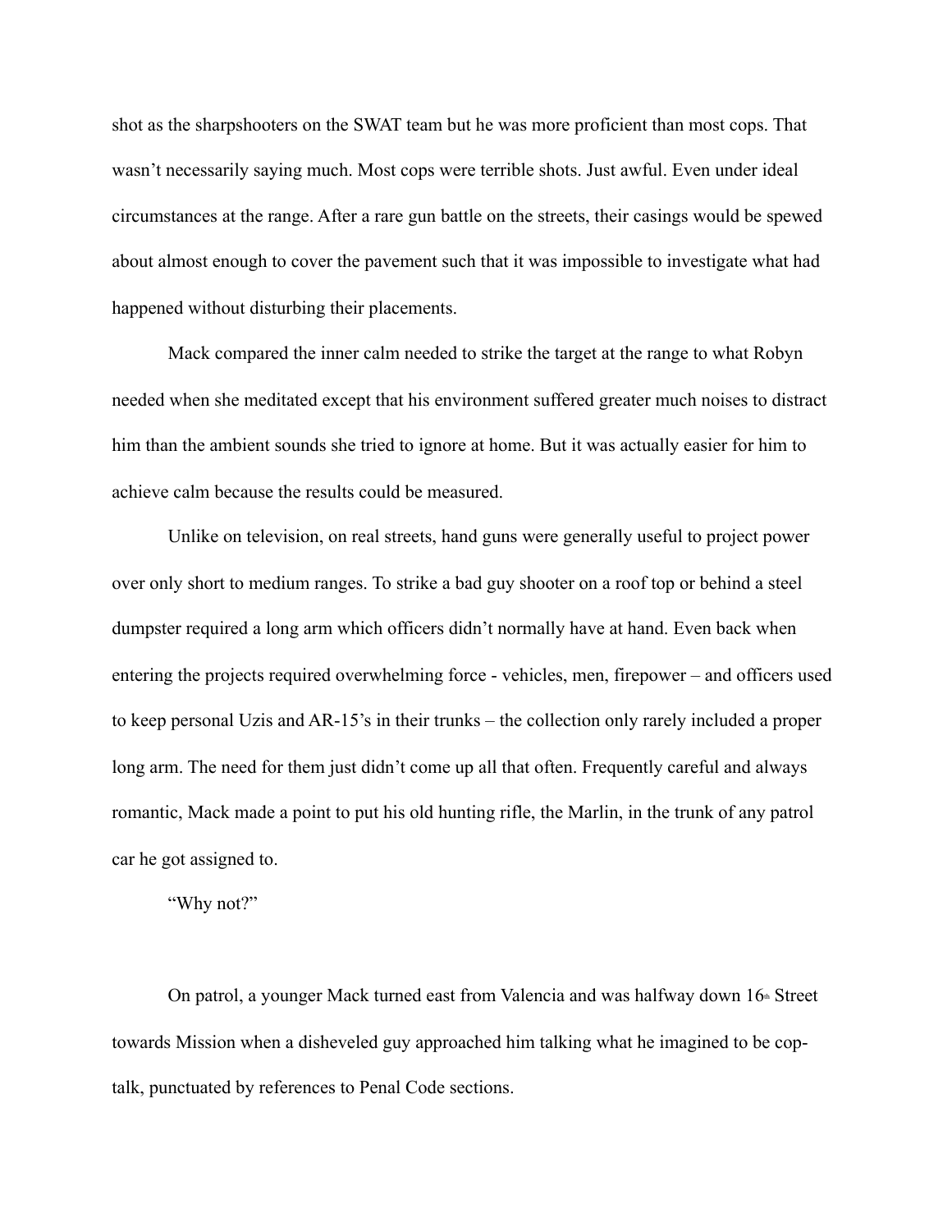shot as the sharpshooters on the SWAT team but he was more proficient than most cops. That wasn't necessarily saying much. Most cops were terrible shots. Just awful. Even under ideal circumstances at the range. After a rare gun battle on the streets, their casings would be spewed about almost enough to cover the pavement such that it was impossible to investigate what had happened without disturbing their placements.

Mack compared the inner calm needed to strike the target at the range to what Robyn needed when she meditated except that his environment suffered greater much noises to distract him than the ambient sounds she tried to ignore at home. But it was actually easier for him to achieve calm because the results could be measured.

Unlike on television, on real streets, hand guns were generally useful to project power over only short to medium ranges. To strike a bad guy shooter on a roof top or behind a steel dumpster required a long arm which officers didn't normally have at hand. Even back when entering the projects required overwhelming force - vehicles, men, firepower – and officers used to keep personal Uzis and AR-15's in their trunks – the collection only rarely included a proper long arm. The need for them just didn't come up all that often. Frequently careful and always romantic, Mack made a point to put his old hunting rifle, the Marlin, in the trunk of any patrol car he got assigned to.

"Why not?"

On patrol, a younger Mack turned east from Valencia and was halfway down 16th Street towards Mission when a disheveled guy approached him talking what he imagined to be cop-talk, punctuated by references to Penal Code sections.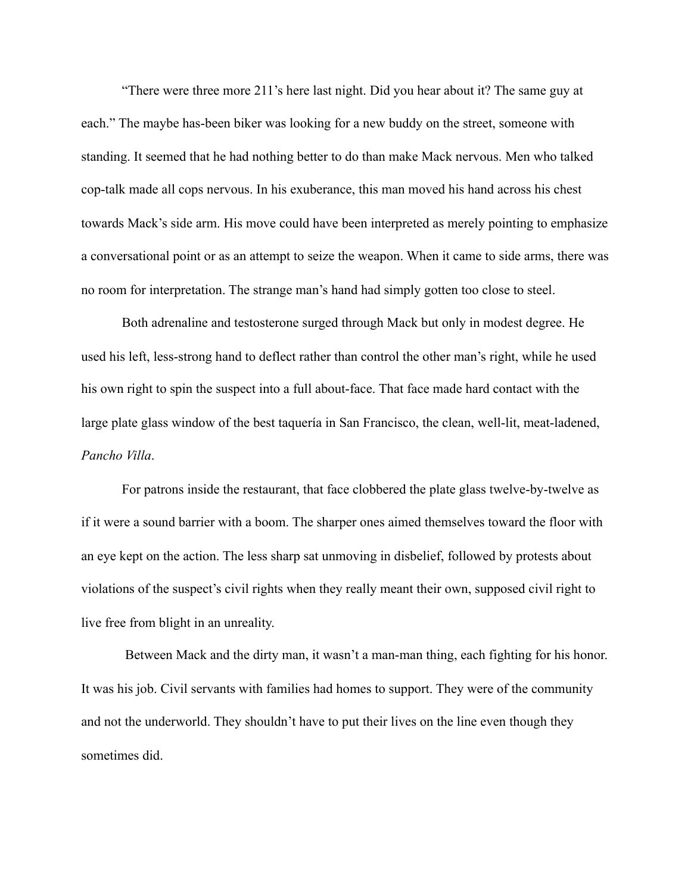"There were three more 211's here last night. Did you hear about it? The same guy at each." The maybe has-been biker was looking for a new buddy on the street, someone with standing. It seemed that he had nothing better to do than make Mack nervous. Men who talked cop-talk made all cops nervous. In his exuberance, this man moved his hand across his chest towards Mack's side arm. His move could have been interpreted as merely pointing to emphasize a conversational point or as an attempt to seize the weapon. When it came to side arms, there was no room for interpretation. The strange man's hand had simply gotten too close to steel.

Both adrenaline and testosterone surged through Mack but only in modest degree. He used his left, less-strong hand to deflect rather than control the other man's right, while he used his own right to spin the suspect into a full about-face. That face made hard contact with the large plate glass window of the best taquería in San Francisco, the clean, well-lit, meat-ladened, *Pancho Villa*.

For patrons inside the restaurant, that face clobbered the plate glass twelve-by-twelve as if it were a sound barrier with a boom. The sharper ones aimed themselves toward the floor with an eye kept on the action. The less sharp sat unmoving in disbelief, followed by protests about violations of the suspect's civil rights when they really meant their own, supposed civil right to live free from blight in an unreality.

Between Mack and the dirty man, it wasn't a man-man thing, each fighting for his honor. It was his job. Civil servants with families had homes to support. They were of the community and not the underworld. They shouldn't have to put their lives on the line even though they sometimes did.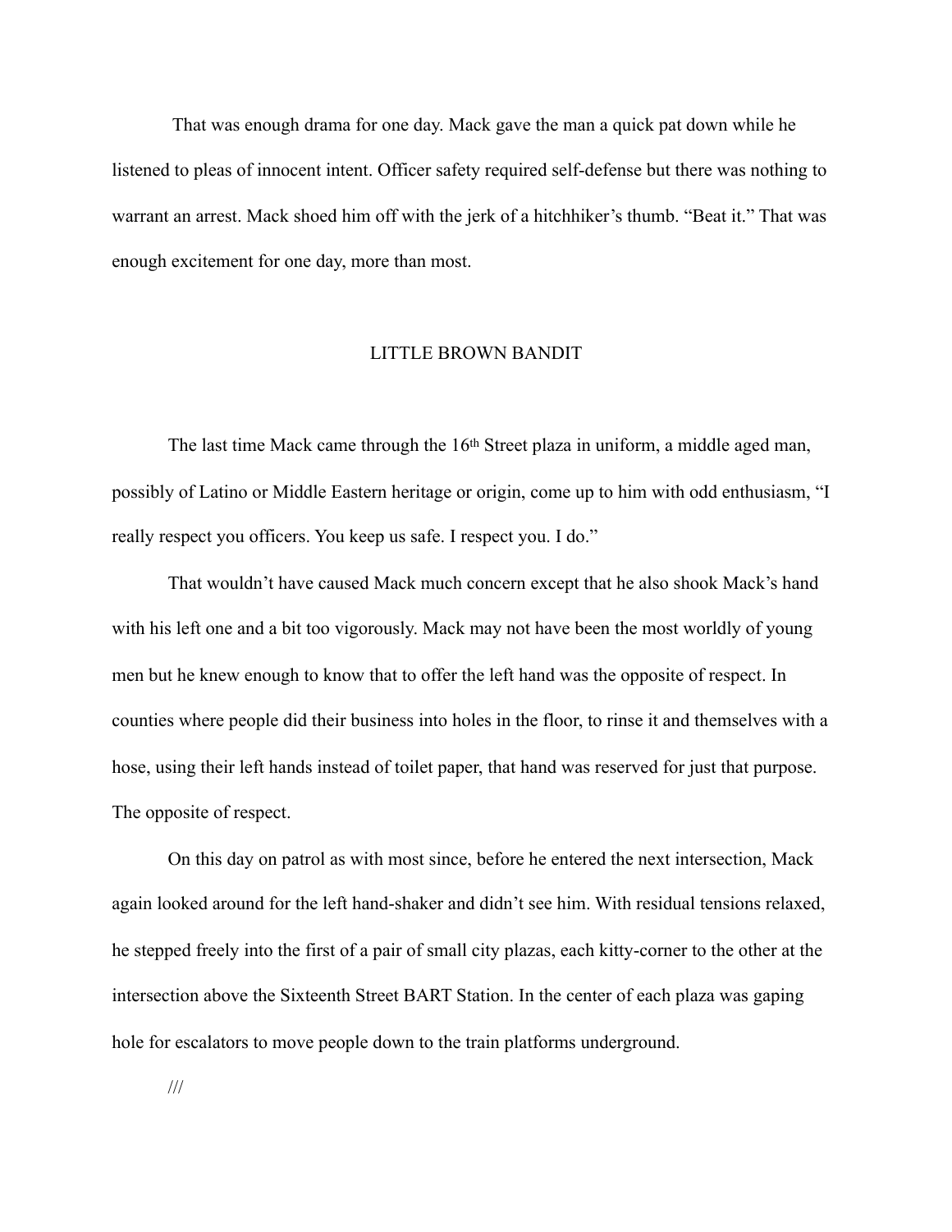That was enough drama for one day. Mack gave the man a quick pat down while he listened to pleas of innocent intent. Officer safety required self-defense but there was nothing to warrant an arrest. Mack shoed him off with the jerk of a hitchhiker's thumb. "Beat it." That was enough excitement for one day, more than most.

## LITTLE BROWN BANDIT

The last time Mack came through the 16th Street plaza in uniform, a middle aged man, possibly of Latino or Middle Eastern heritage or origin, come up to him with odd enthusiasm, "I really respect you officers. You keep us safe. I respect you. I do."

That wouldn't have caused Mack much concern except that he also shook Mack's hand with his left one and a bit too vigorously. Mack may not have been the most worldly of young men but he knew enough to know that to offer the left hand was the opposite of respect. In counties where people did their business into holes in the floor, to rinse it and themselves with a hose, using their left hands instead of toilet paper, that hand was reserved for just that purpose. The opposite of respect.

On this day on patrol as with most since, before he entered the next intersection, Mack again looked around for the left hand-shaker and didn't see him. With residual tensions relaxed, he stepped freely into the first of a pair of small city plazas, each kitty-corner to the other at the intersection above the Sixteenth Street BART Station. In the center of each plaza was gaping hole for escalators to move people down to the train platforms underground.

///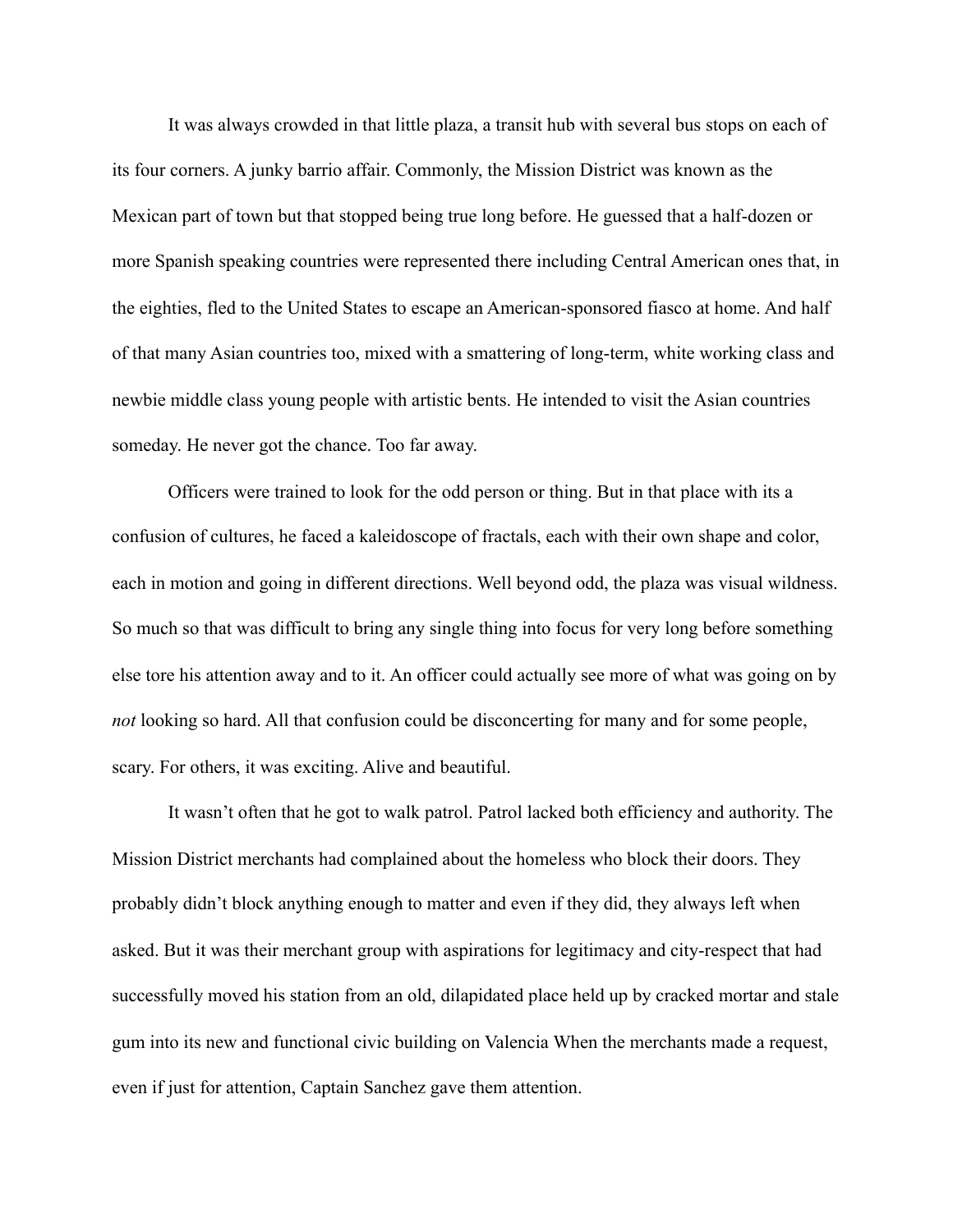It was always crowded in that little plaza, a transit hub with several bus stops on each of its four corners. A junky barrio affair. Commonly, the Mission District was known as the Mexican part of town but that stopped being true long before. He guessed that a half-dozen or more Spanish speaking countries were represented there including Central American ones that, in the eighties, fled to the United States to escape an American-sponsored fiasco at home. And half of that many Asian countries too, mixed with a smattering of long-term, white working class and newbie middle class young people with artistic bents. He intended to visit the Asian countries someday. He never got the chance. Too far away.

Officers were trained to look for the odd person or thing. But in that place with its a confusion of cultures, he faced a kaleidoscope of fractals, each with their own shape and color, each in motion and going in different directions. Well beyond odd, the plaza was visual wildness. So much so that was difficult to bring any single thing into focus for very long before something else tore his attention away and to it. An officer could actually see more of what was going on by *not* looking so hard. All that confusion could be disconcerting for many and for some people, scary. For others, it was exciting. Alive and beautiful.

It wasn't often that he got to walk patrol. Patrol lacked both efficiency and authority. The Mission District merchants had complained about the homeless who block their doors. They probably didn't block anything enough to matter and even if they did, they always left when asked. But it was their merchant group with aspirations for legitimacy and city-respect that had successfully moved his station from an old, dilapidated place held up by cracked mortar and stale gum into its new and functional civic building on Valencia When the merchants made a request, even if just for attention, Captain Sanchez gave them attention.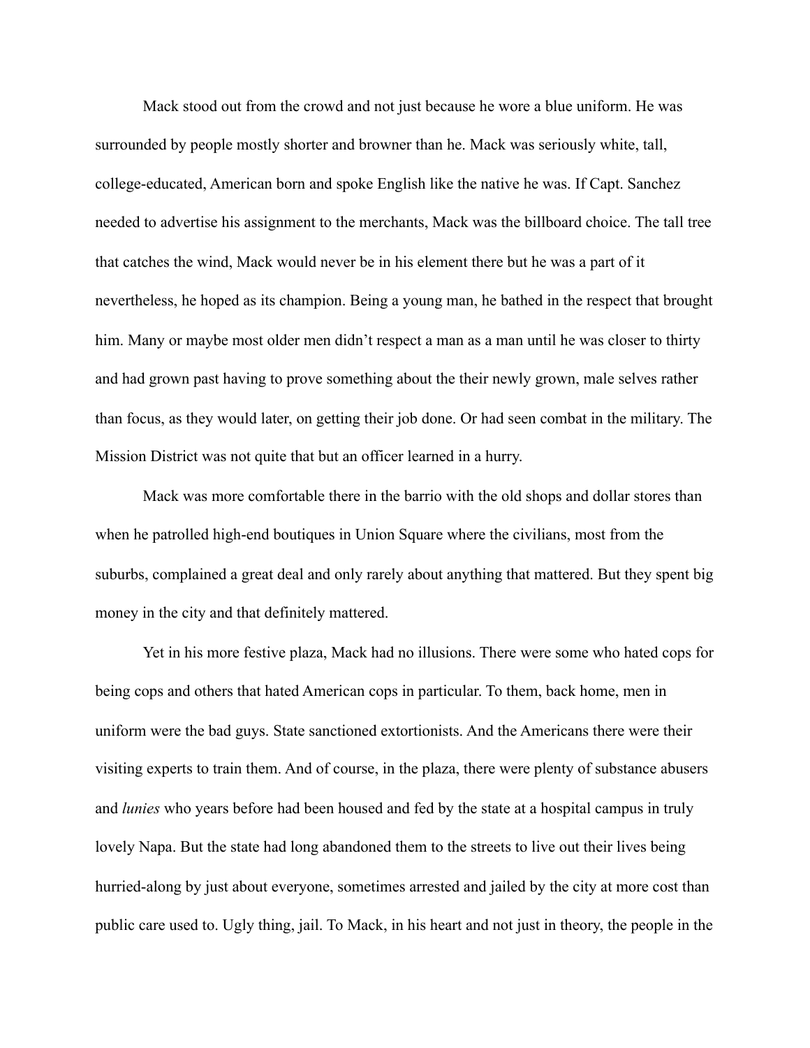Mack stood out from the crowd and not just because he wore a blue uniform. He was surrounded by people mostly shorter and browner than he. Mack was seriously white, tall, college-educated, American born and spoke English like the native he was. If Capt. Sanchez needed to advertise his assignment to the merchants, Mack was the billboard choice. The tall tree that catches the wind, Mack would never be in his element there but he was a part of it nevertheless, he hoped as its champion. Being a young man, he bathed in the respect that brought him. Many or maybe most older men didn't respect a man as a man until he was closer to thirty and had grown past having to prove something about the their newly grown, male selves rather than focus, as they would later, on getting their job done. Or had seen combat in the military. The Mission District was not quite that but an officer learned in a hurry.

Mack was more comfortable there in the barrio with the old shops and dollar stores than when he patrolled high-end boutiques in Union Square where the civilians, most from the suburbs, complained a great deal and only rarely about anything that mattered. But they spent big money in the city and that definitely mattered.

Yet in his more festive plaza, Mack had no illusions. There were some who hated cops for being cops and others that hated American cops in particular. To them, back home, men in uniform were the bad guys. State sanctioned extortionists. And the Americans there were their visiting experts to train them. And of course, in the plaza, there were plenty of substance abusers and *lunies* who years before had been housed and fed by the state at a hospital campus in truly lovely Napa. But the state had long abandoned them to the streets to live out their lives being hurried-along by just about everyone, sometimes arrested and jailed by the city at more cost than public care used to. Ugly thing, jail. To Mack, in his heart and not just in theory, the people in the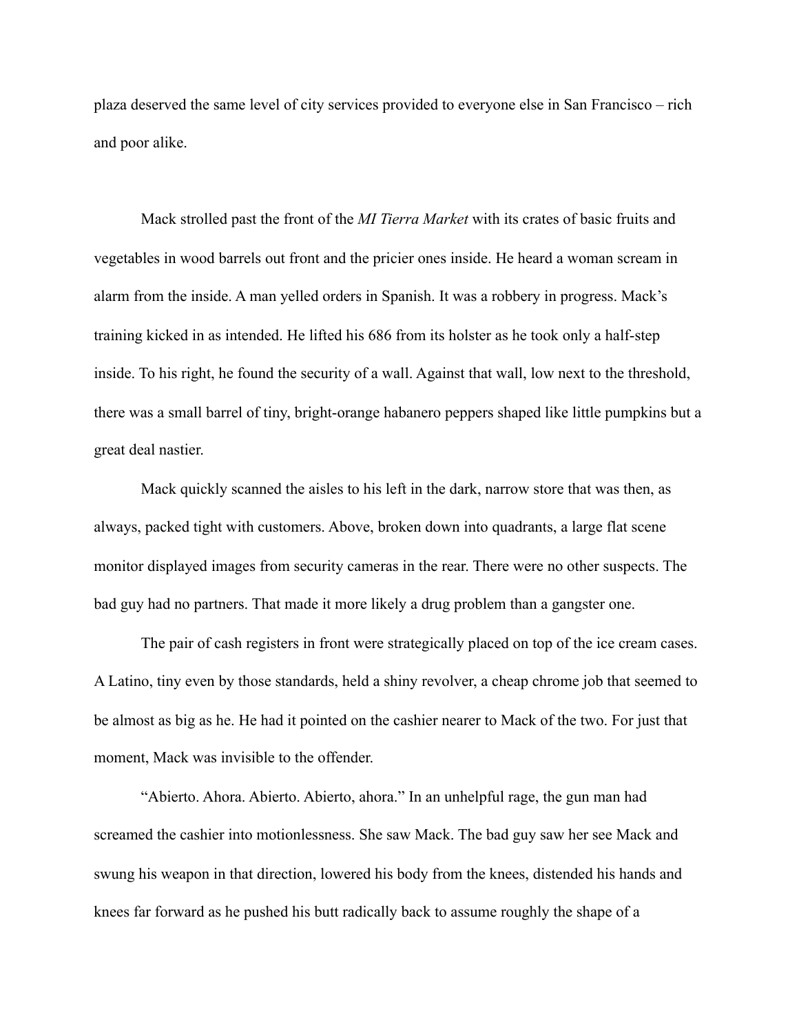plaza deserved the same level of city services provided to everyone else in San Francisco – rich and poor alike.

Mack strolled past the front of the *MI Tierra Market* with its crates of basic fruits and vegetables in wood barrels out front and the pricier ones inside. He heard a woman scream in alarm from the inside. A man yelled orders in Spanish. It was a robbery in progress. Mack's training kicked in as intended. He lifted his 686 from its holster as he took only a half-step inside. To his right, he found the security of a wall. Against that wall, low next to the threshold, there was a small barrel of tiny, bright-orange habanero peppers shaped like little pumpkins but a great deal nastier.

Mack quickly scanned the aisles to his left in the dark, narrow store that was then, as always, packed tight with customers. Above, broken down into quadrants, a large flat scene monitor displayed images from security cameras in the rear. There were no other suspects. The bad guy had no partners. That made it more likely a drug problem than a gangster one.

The pair of cash registers in front were strategically placed on top of the ice cream cases. A Latino, tiny even by those standards, held a shiny revolver, a cheap chrome job that seemed to be almost as big as he. He had it pointed on the cashier nearer to Mack of the two. For just that moment, Mack was invisible to the offender.

"Abierto. Ahora. Abierto. Abierto, ahora." In an unhelpful rage, the gun man had screamed the cashier into motionlessness. She saw Mack. The bad guy saw her see Mack and swung his weapon in that direction, lowered his body from the knees, distended his hands and knees far forward as he pushed his butt radically back to assume roughly the shape of a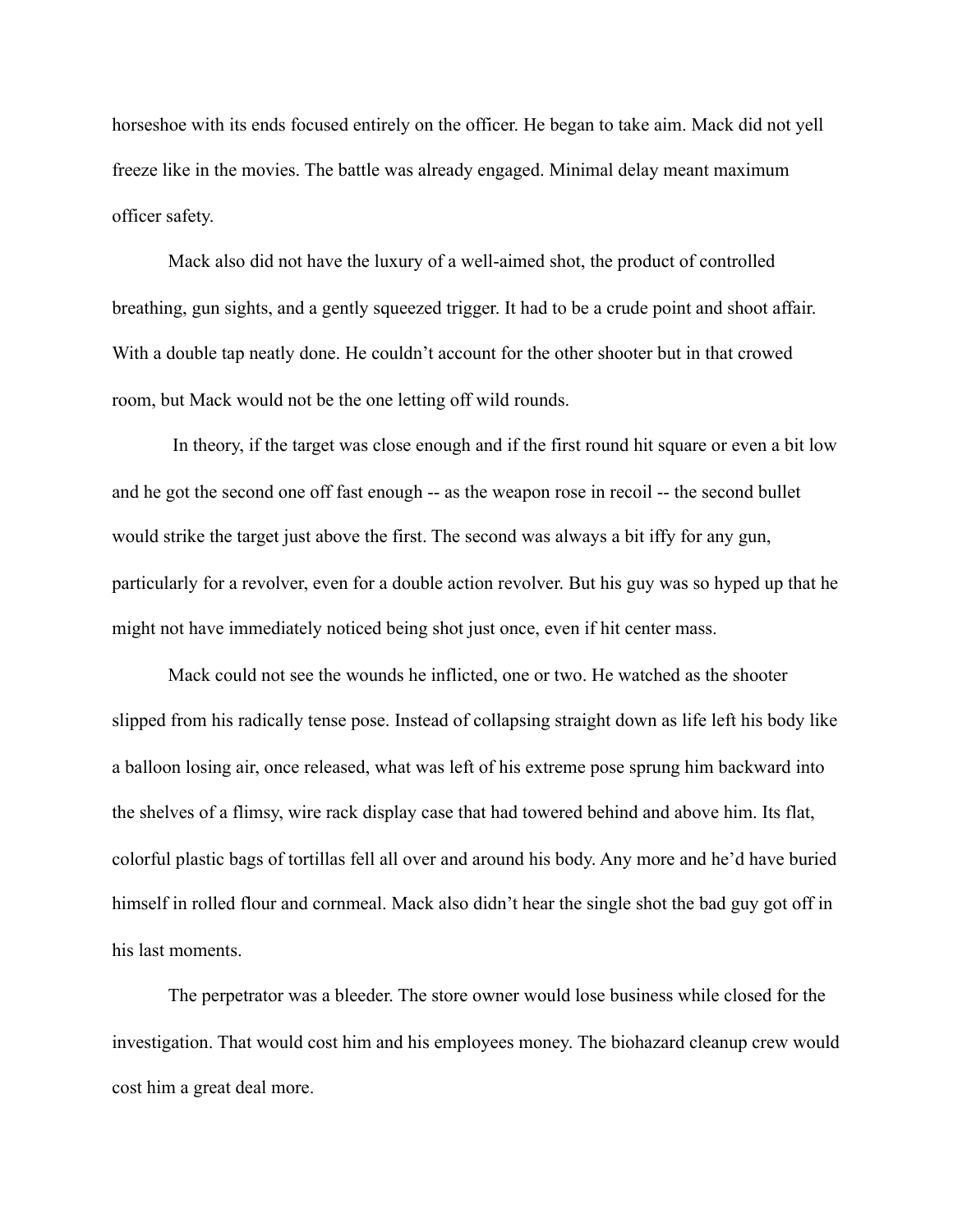horseshoe with its ends focused entirely on the officer. He began to take aim. Mack did not yell freeze like in the movies. The battle was already engaged. Minimal delay meant maximum officer safety.

Mack also did not have the luxury of a well-aimed shot, the product of controlled breathing, gun sights, and a gently squeezed trigger. It had to be a crude point and shoot affair. With a double tap neatly done. He couldn't account for the other shooter but in that crowed room, but Mack would not be the one letting off wild rounds.

In theory, if the target was close enough and if the first round hit square or even a bit low and he got the second one off fast enough -- as the weapon rose in recoil -- the second bullet would strike the target just above the first. The second was always a bit iffy for any gun, particularly for a revolver, even for a double action revolver. But his guy was so hyped up that he might not have immediately noticed being shot just once, even if hit center mass.

Mack could not see the wounds he inflicted, one or two. He watched as the shooter slipped from his radically tense pose. Instead of collapsing straight down as life left his body like a balloon losing air, once released, what was left of his extreme pose sprung him backward into the shelves of a flimsy, wire rack display case that had towered behind and above him. Its flat, colorful plastic bags of tortillas fell all over and around his body. Any more and he'd have buried himself in rolled flour and cornmeal. Mack also didn't hear the single shot the bad guy got off in his last moments.

The perpetrator was a bleeder. The store owner would lose business while closed for the investigation. That would cost him and his employees money. The biohazard cleanup crew would cost him a great deal more.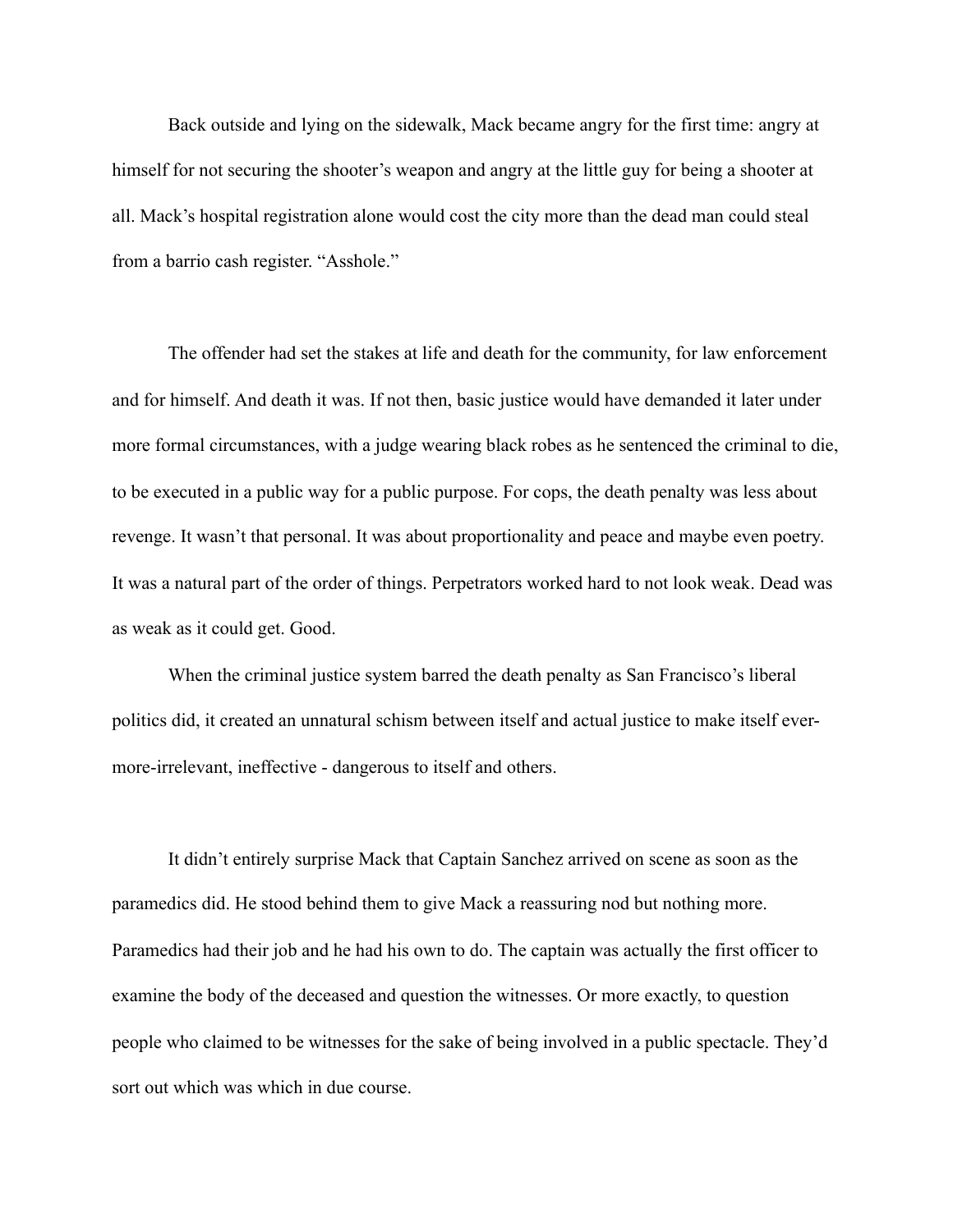Back outside and lying on the sidewalk, Mack became angry for the first time: angry at himself for not securing the shooter's weapon and angry at the little guy for being a shooter at all. Mack's hospital registration alone would cost the city more than the dead man could steal from a barrio cash register. "Asshole."

The offender had set the stakes at life and death for the community, for law enforcement and for himself. And death it was. If not then, basic justice would have demanded it later under more formal circumstances, with a judge wearing black robes as he sentenced the criminal to die, to be executed in a public way for a public purpose. For cops, the death penalty was less about revenge. It wasn't that personal. It was about proportionality and peace and maybe even poetry. It was a natural part of the order of things. Perpetrators worked hard to not look weak. Dead was as weak as it could get. Good.

When the criminal justice system barred the death penalty as San Francisco's liberal politics did, it created an unnatural schism between itself and actual justice to make itself ever-more-irrelevant, ineffective - dangerous to itself and others.

It didn't entirely surprise Mack that Captain Sanchez arrived on scene as soon as the paramedics did. He stood behind them to give Mack a reassuring nod but nothing more. Paramedics had their job and he had his own to do. The captain was actually the first officer to examine the body of the deceased and question the witnesses. Or more exactly, to question people who claimed to be witnesses for the sake of being involved in a public spectacle. They'd sort out which was which in due course.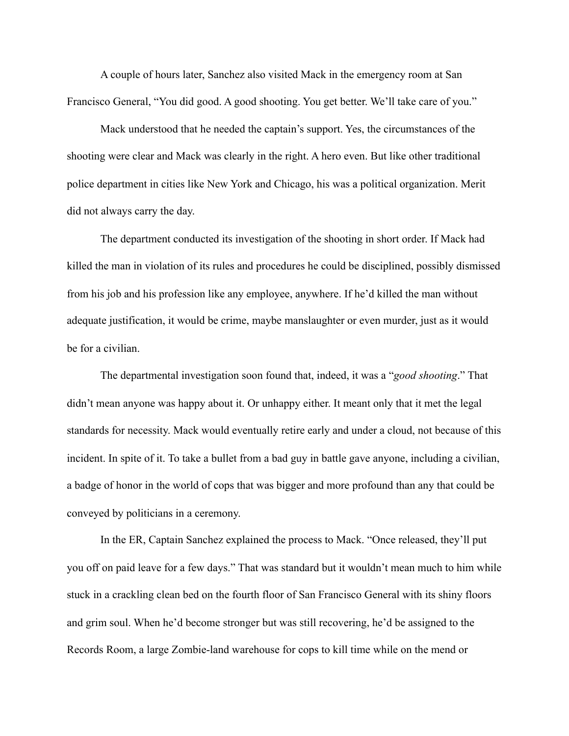A couple of hours later, Sanchez also visited Mack in the emergency room at San Francisco General, "You did good. A good shooting. You get better. We'll take care of you."

Mack understood that he needed the captain's support. Yes, the circumstances of the shooting were clear and Mack was clearly in the right. A hero even. But like other traditional police department in cities like New York and Chicago, his was a political organization. Merit did not always carry the day.

The department conducted its investigation of the shooting in short order. If Mack had killed the man in violation of its rules and procedures he could be disciplined, possibly dismissed from his job and his profession like any employee, anywhere. If he'd killed the man without adequate justification, it would be crime, maybe manslaughter or even murder, just as it would be for a civilian.

The departmental investigation soon found that, indeed, it was a "*good shooting*." That didn't mean anyone was happy about it. Or unhappy either. It meant only that it met the legal standards for necessity. Mack would eventually retire early and under a cloud, not because of this incident. In spite of it. To take a bullet from a bad guy in battle gave anyone, including a civilian, a badge of honor in the world of cops that was bigger and more profound than any that could be conveyed by politicians in a ceremony.

In the ER, Captain Sanchez explained the process to Mack. "Once released, they'll put you off on paid leave for a few days." That was standard but it wouldn't mean much to him while stuck in a crackling clean bed on the fourth floor of San Francisco General with its shiny floors and grim soul. When he'd become stronger but was still recovering, he'd be assigned to the Records Room, a large Zombie-land warehouse for cops to kill time while on the mend or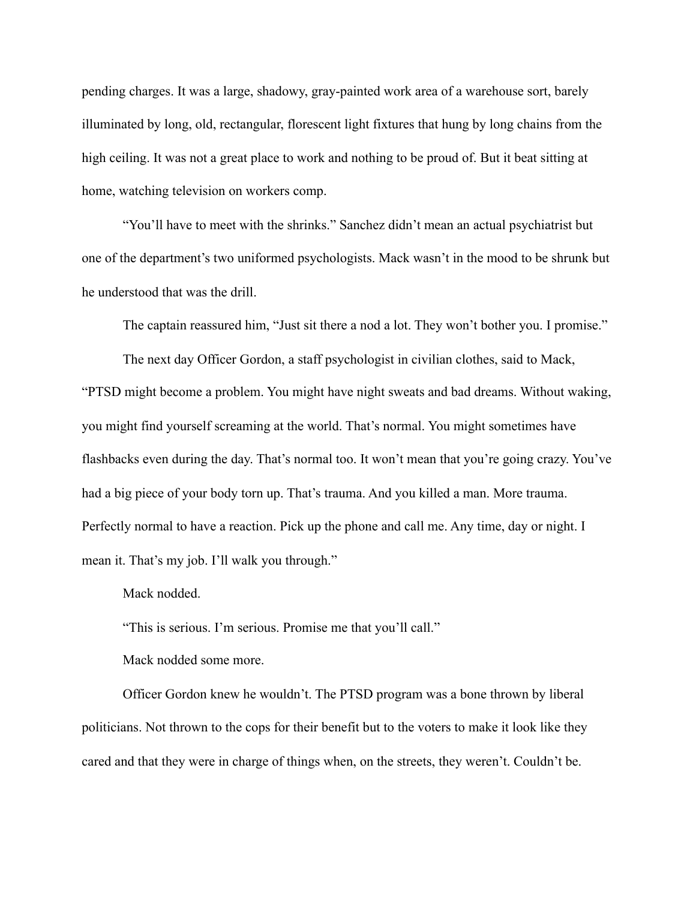pending charges. It was a large, shadowy, gray-painted work area of a warehouse sort, barely illuminated by long, old, rectangular, florescent light fixtures that hung by long chains from the high ceiling. It was not a great place to work and nothing to be proud of. But it beat sitting at home, watching television on workers comp.

"You'll have to meet with the shrinks." Sanchez didn't mean an actual psychiatrist but one of the department's two uniformed psychologists. Mack wasn't in the mood to be shrunk but he understood that was the drill.

The captain reassured him, "Just sit there a nod a lot. They won't bother you. I promise."

The next day Officer Gordon, a staff psychologist in civilian clothes, said to Mack, "PTSD might become a problem. You might have night sweats and bad dreams. Without waking, you might find yourself screaming at the world. That's normal. You might sometimes have flashbacks even during the day. That's normal too. It won't mean that you're going crazy. You've had a big piece of your body torn up. That's trauma. And you killed a man. More trauma. Perfectly normal to have a reaction. Pick up the phone and call me. Any time, day or night. I mean it. That's my job. I'll walk you through."

Mack nodded.

"This is serious. I'm serious. Promise me that you'll call."

Mack nodded some more.

Officer Gordon knew he wouldn't. The PTSD program was a bone thrown by liberal politicians. Not thrown to the cops for their benefit but to the voters to make it look like they cared and that they were in charge of things when, on the streets, they weren't. Couldn't be.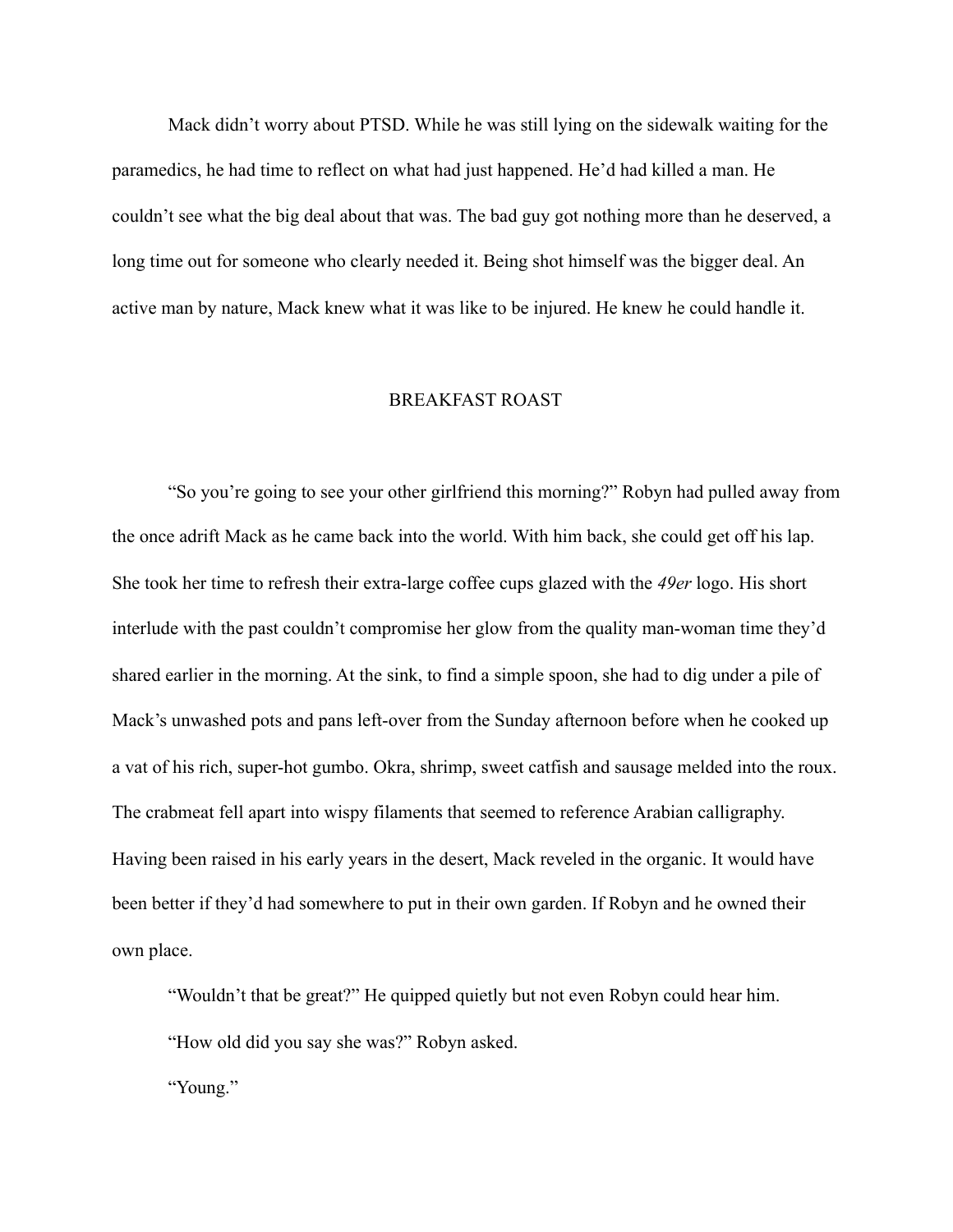Mack didn't worry about PTSD. While he was still lying on the sidewalk waiting for the paramedics, he had time to reflect on what had just happened. He'd had killed a man. He couldn't see what the big deal about that was. The bad guy got nothing more than he deserved, a long time out for someone who clearly needed it. Being shot himself was the bigger deal. An active man by nature, Mack knew what it was like to be injured. He knew he could handle it.

## BREAKFAST ROAST

"So you're going to see your other girlfriend this morning?" Robyn had pulled away from the once adrift Mack as he came back into the world. With him back, she could get off his lap. She took her time to refresh their extra-large coffee cups glazed with the *49er* logo. His short interlude with the past couldn't compromise her glow from the quality man-woman time they'd shared earlier in the morning. At the sink, to find a simple spoon, she had to dig under a pile of Mack's unwashed pots and pans left-over from the Sunday afternoon before when he cooked up a vat of his rich, super-hot gumbo. Okra, shrimp, sweet catfish and sausage melded into the roux. The crabmeat fell apart into wispy filaments that seemed to reference Arabian calligraphy. Having been raised in his early years in the desert, Mack reveled in the organic. It would have been better if they'd had somewhere to put in their own garden. If Robyn and he owned their own place.

"Wouldn't that be great?" He quipped quietly but not even Robyn could hear him.

"How old did you say she was?" Robyn asked.

"Young."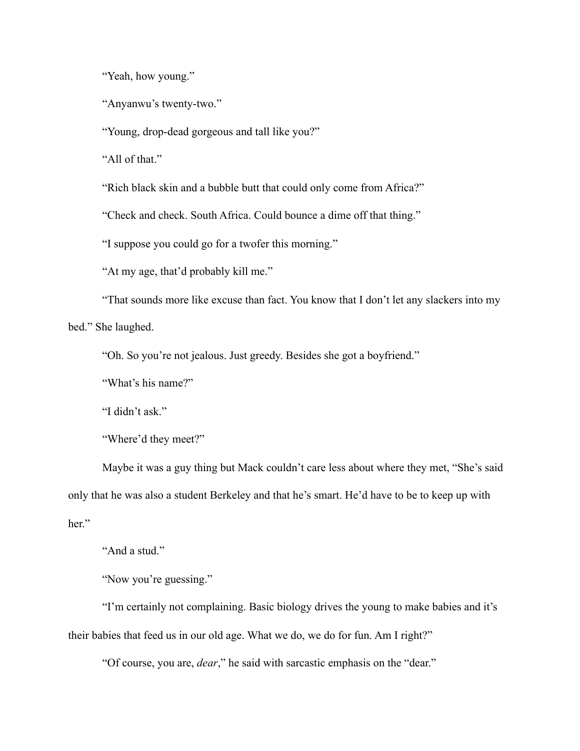"Yeah, how young."

"Anyanwu's twenty-two."

"Young, drop-dead gorgeous and tall like you?"

"All of that."

"Rich black skin and a bubble butt that could only come from Africa?"

"Check and check. South Africa. Could bounce a dime off that thing."

"I suppose you could go for a twofer this morning."

"At my age, that'd probably kill me."

"That sounds more like excuse than fact. You know that I don't let any slackers into my bed." She laughed.

"Oh. So you're not jealous. Just greedy. Besides she got a boyfriend."

"What's his name?"

"I didn't ask."

"Where'd they meet?"

Maybe it was a guy thing but Mack couldn't care less about where they met, "She's said only that he was also a student Berkeley and that he's smart. He'd have to be to keep up with her."

"And a stud."

"Now you're guessing."

"I'm certainly not complaining. Basic biology drives the young to make babies and it's their babies that feed us in our old age. What we do, we do for fun. Am I right?"

"Of course, you are, *dear*," he said with sarcastic emphasis on the "dear."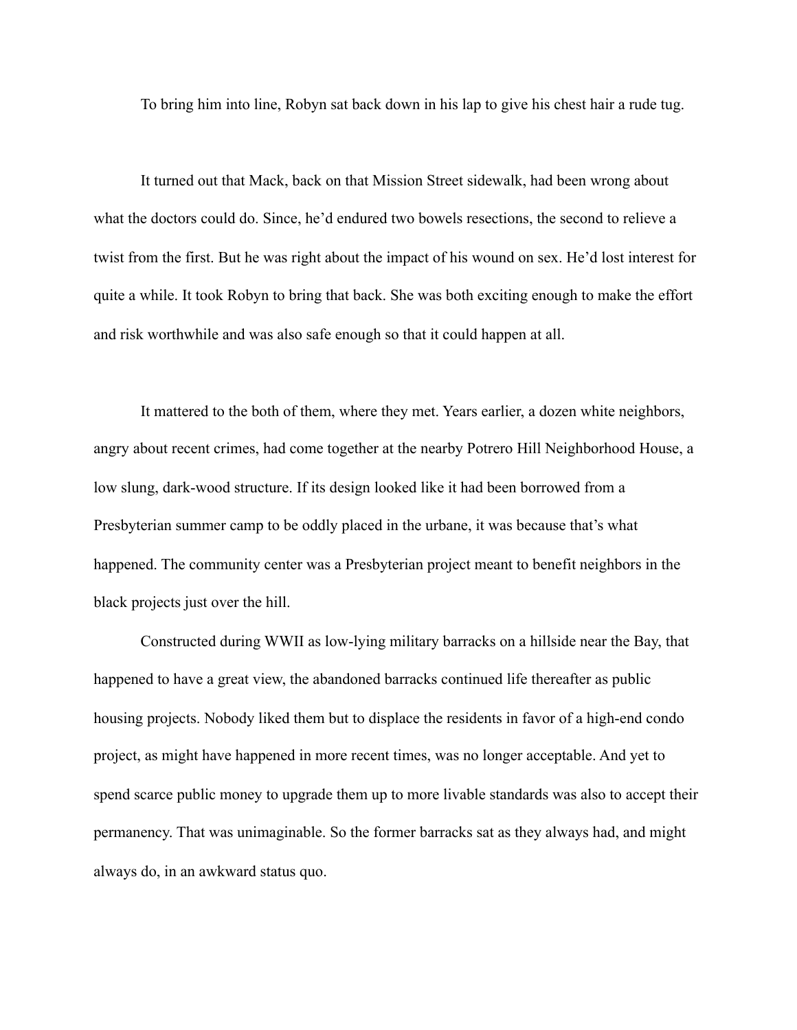To bring him into line, Robyn sat back down in his lap to give his chest hair a rude tug.

It turned out that Mack, back on that Mission Street sidewalk, had been wrong about what the doctors could do. Since, he'd endured two bowels resections, the second to relieve a twist from the first. But he was right about the impact of his wound on sex. He'd lost interest for quite a while. It took Robyn to bring that back. She was both exciting enough to make the effort and risk worthwhile and was also safe enough so that it could happen at all.

It mattered to the both of them, where they met. Years earlier, a dozen white neighbors, angry about recent crimes, had come together at the nearby Potrero Hill Neighborhood House, a low slung, dark-wood structure. If its design looked like it had been borrowed from a Presbyterian summer camp to be oddly placed in the urbane, it was because that's what happened. The community center was a Presbyterian project meant to benefit neighbors in the black projects just over the hill.

Constructed during WWII as low-lying military barracks on a hillside near the Bay, that happened to have a great view, the abandoned barracks continued life thereafter as public housing projects. Nobody liked them but to displace the residents in favor of a high-end condo project, as might have happened in more recent times, was no longer acceptable. And yet to spend scarce public money to upgrade them up to more livable standards was also to accept their permanency. That was unimaginable. So the former barracks sat as they always had, and might always do, in an awkward status quo.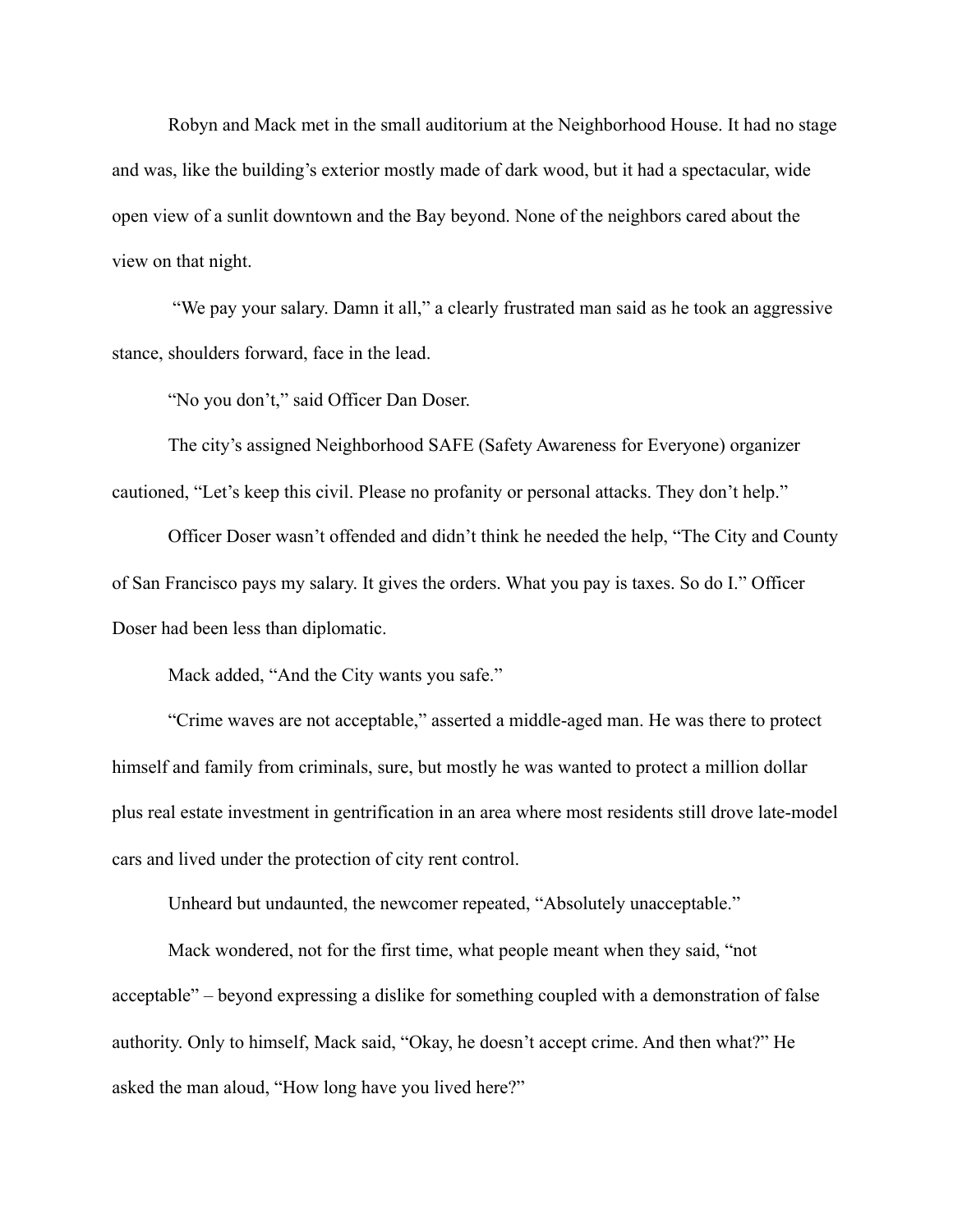Robyn and Mack met in the small auditorium at the Neighborhood House. It had no stage and was, like the building's exterior mostly made of dark wood, but it had a spectacular, wide open view of a sunlit downtown and the Bay beyond. None of the neighbors cared about the view on that night.

"We pay your salary. Damn it all," a clearly frustrated man said as he took an aggressive stance, shoulders forward, face in the lead.

"No you don't," said Officer Dan Doser.

The city's assigned Neighborhood SAFE (Safety Awareness for Everyone) organizer cautioned, "Let's keep this civil. Please no profanity or personal attacks. They don't help."

Officer Doser wasn't offended and didn't think he needed the help, "The City and County of San Francisco pays my salary. It gives the orders. What you pay is taxes. So do I." Officer Doser had been less than diplomatic.

Mack added, "And the City wants you safe."

"Crime waves are not acceptable," asserted a middle-aged man. He was there to protect himself and family from criminals, sure, but mostly he was wanted to protect a million dollar plus real estate investment in gentrification in an area where most residents still drove late-model cars and lived under the protection of city rent control.

Unheard but undaunted, the newcomer repeated, "Absolutely unacceptable."

Mack wondered, not for the first time, what people meant when they said, "not acceptable" – beyond expressing a dislike for something coupled with a demonstration of false authority. Only to himself, Mack said, "Okay, he doesn't accept crime. And then what?" He asked the man aloud, "How long have you lived here?"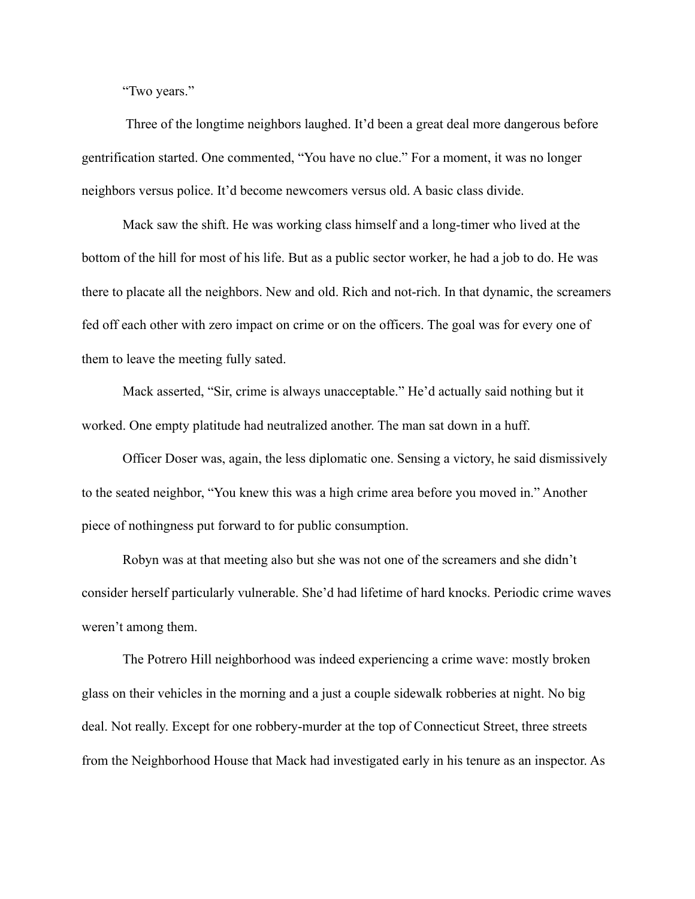"Two years."

Three of the longtime neighbors laughed. It'd been a great deal more dangerous before gentrification started. One commented, "You have no clue." For a moment, it was no longer neighbors versus police. It'd become newcomers versus old. A basic class divide.

Mack saw the shift. He was working class himself and a long-timer who lived at the bottom of the hill for most of his life. But as a public sector worker, he had a job to do. He was there to placate all the neighbors. New and old. Rich and not-rich. In that dynamic, the screamers fed off each other with zero impact on crime or on the officers. The goal was for every one of them to leave the meeting fully sated.

Mack asserted, "Sir, crime is always unacceptable." He'd actually said nothing but it worked. One empty platitude had neutralized another. The man sat down in a huff.

Officer Doser was, again, the less diplomatic one. Sensing a victory, he said dismissively to the seated neighbor, "You knew this was a high crime area before you moved in." Another piece of nothingness put forward to for public consumption.

Robyn was at that meeting also but she was not one of the screamers and she didn't consider herself particularly vulnerable. She'd had lifetime of hard knocks. Periodic crime waves weren't among them.

The Potrero Hill neighborhood was indeed experiencing a crime wave: mostly broken glass on their vehicles in the morning and a just a couple sidewalk robberies at night. No big deal. Not really. Except for one robbery-murder at the top of Connecticut Street, three streets from the Neighborhood House that Mack had investigated early in his tenure as an inspector. As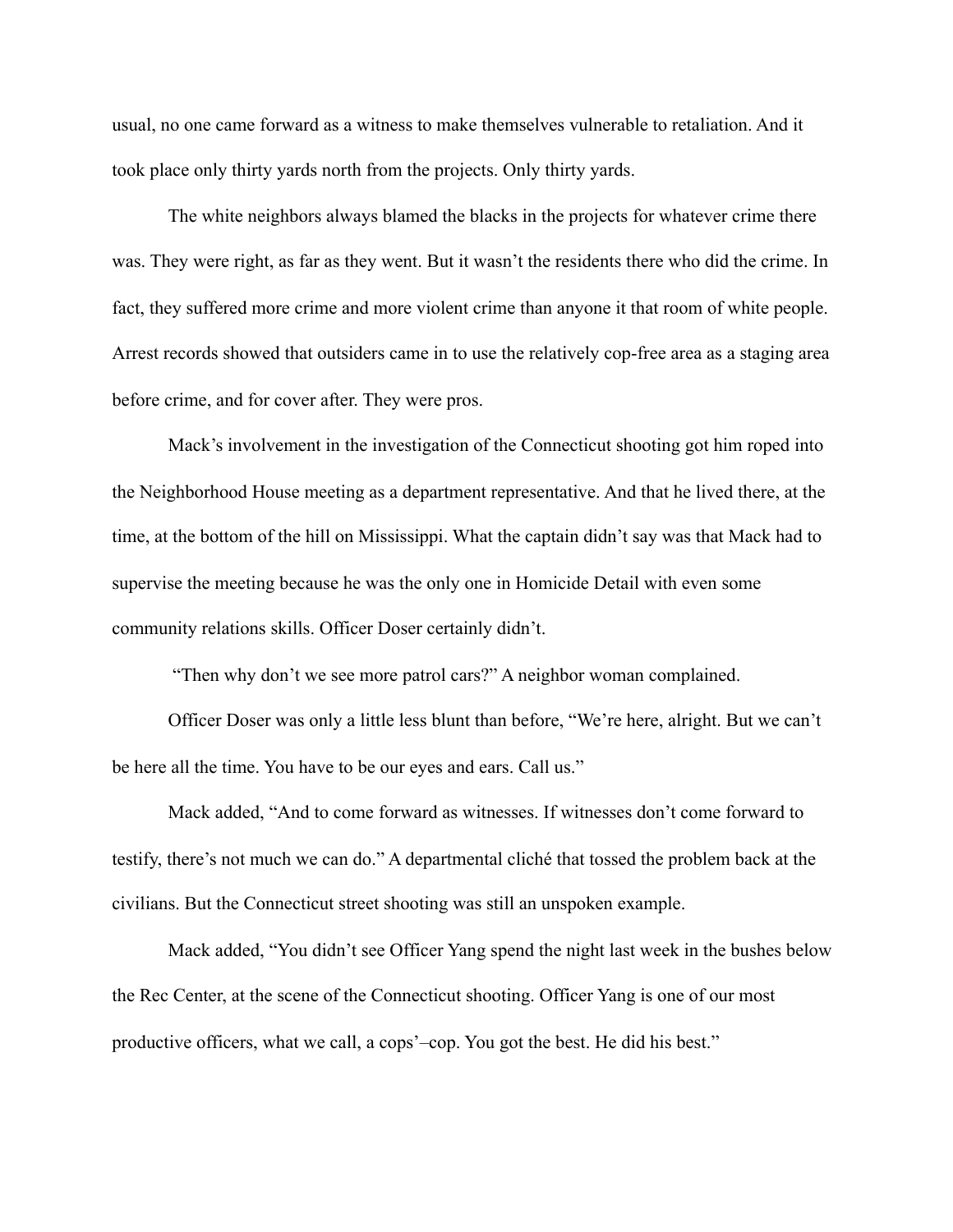usual, no one came forward as a witness to make themselves vulnerable to retaliation. And it took place only thirty yards north from the projects. Only thirty yards.

The white neighbors always blamed the blacks in the projects for whatever crime there was. They were right, as far as they went. But it wasn't the residents there who did the crime. In fact, they suffered more crime and more violent crime than anyone it that room of white people. Arrest records showed that outsiders came in to use the relatively cop-free area as a staging area before crime, and for cover after. They were pros.

Mack's involvement in the investigation of the Connecticut shooting got him roped into the Neighborhood House meeting as a department representative. And that he lived there, at the time, at the bottom of the hill on Mississippi. What the captain didn't say was that Mack had to supervise the meeting because he was the only one in Homicide Detail with even some community relations skills. Officer Doser certainly didn't.

"Then why don't we see more patrol cars?" A neighbor woman complained.

Officer Doser was only a little less blunt than before, "We're here, alright. But we can't be here all the time. You have to be our eyes and ears. Call us."

Mack added, "And to come forward as witnesses. If witnesses don't come forward to testify, there's not much we can do." A departmental cliché that tossed the problem back at the civilians. But the Connecticut street shooting was still an unspoken example.

Mack added, "You didn't see Officer Yang spend the night last week in the bushes below the Rec Center, at the scene of the Connecticut shooting. Officer Yang is one of our most productive officers, what we call, a cops'–cop. You got the best. He did his best."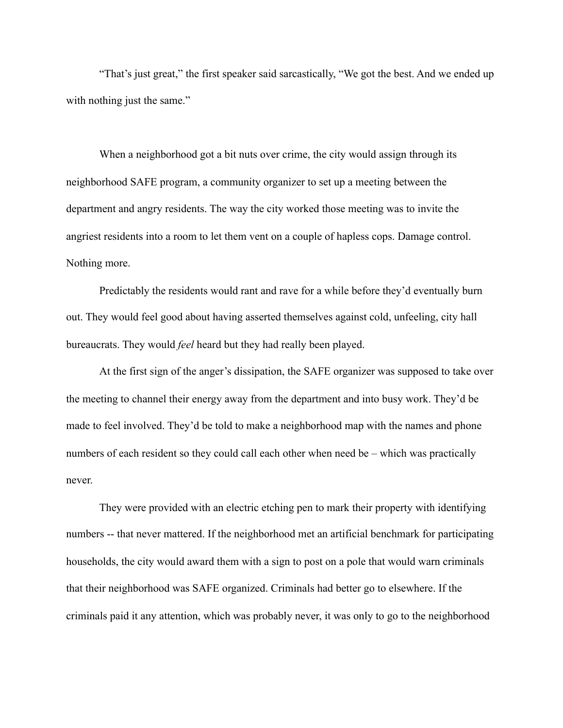"That's just great," the first speaker said sarcastically, "We got the best. And we ended up with nothing just the same."

When a neighborhood got a bit nuts over crime, the city would assign through its neighborhood SAFE program, a community organizer to set up a meeting between the department and angry residents. The way the city worked those meeting was to invite the angriest residents into a room to let them vent on a couple of hapless cops. Damage control. Nothing more.

Predictably the residents would rant and rave for a while before they'd eventually burn out. They would feel good about having asserted themselves against cold, unfeeling, city hall bureaucrats. They would *feel* heard but they had really been played.

At the first sign of the anger's dissipation, the SAFE organizer was supposed to take over the meeting to channel their energy away from the department and into busy work. They'd be made to feel involved. They'd be told to make a neighborhood map with the names and phone numbers of each resident so they could call each other when need be – which was practically never.

They were provided with an electric etching pen to mark their property with identifying numbers -- that never mattered. If the neighborhood met an artificial benchmark for participating households, the city would award them with a sign to post on a pole that would warn criminals that their neighborhood was SAFE organized. Criminals had better go to elsewhere. If the criminals paid it any attention, which was probably never, it was only to go to the neighborhood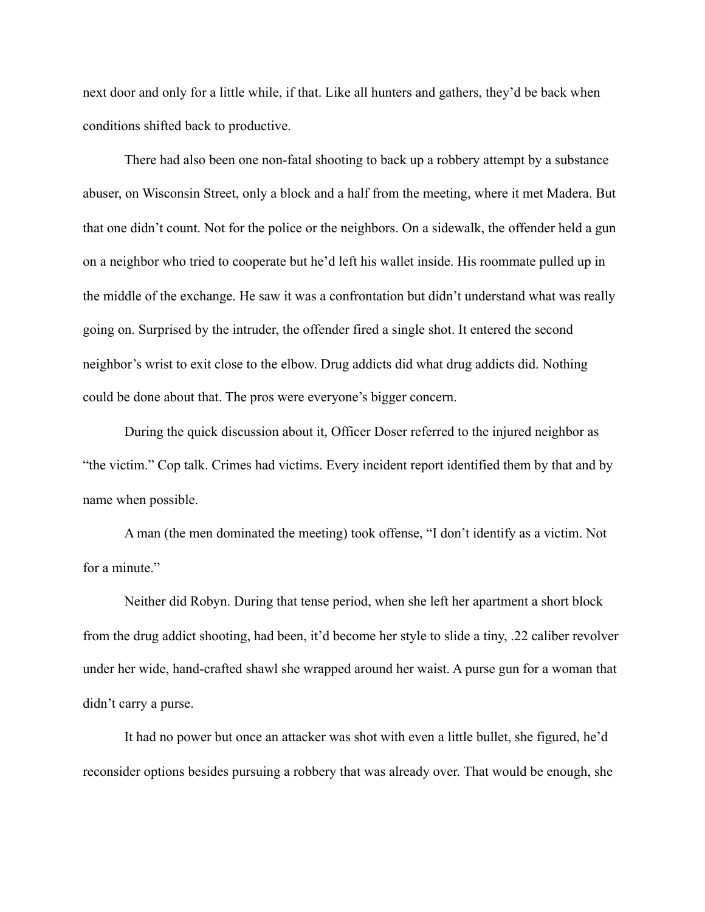next door and only for a little while, if that. Like all hunters and gathers, they'd be back when conditions shifted back to productive.

There had also been one non-fatal shooting to back up a robbery attempt by a substance abuser, on Wisconsin Street, only a block and a half from the meeting, where it met Madera. But that one didn't count. Not for the police or the neighbors. On a sidewalk, the offender held a gun on a neighbor who tried to cooperate but he'd left his wallet inside. His roommate pulled up in the middle of the exchange. He saw it was a confrontation but didn't understand what was really going on. Surprised by the intruder, the offender fired a single shot. It entered the second neighbor's wrist to exit close to the elbow. Drug addicts did what drug addicts did. Nothing could be done about that. The pros were everyone's bigger concern.

During the quick discussion about it, Officer Doser referred to the injured neighbor as "the victim." Cop talk. Crimes had victims. Every incident report identified them by that and by name when possible.

A man (the men dominated the meeting) took offense, "I don't identify as a victim. Not for a minute."

Neither did Robyn. During that tense period, when she left her apartment a short block from the drug addict shooting, had been, it'd become her style to slide a tiny, .22 caliber revolver under her wide, hand-crafted shawl she wrapped around her waist. A purse gun for a woman that didn't carry a purse.

It had no power but once an attacker was shot with even a little bullet, she figured, he'd reconsider options besides pursuing a robbery that was already over. That would be enough, she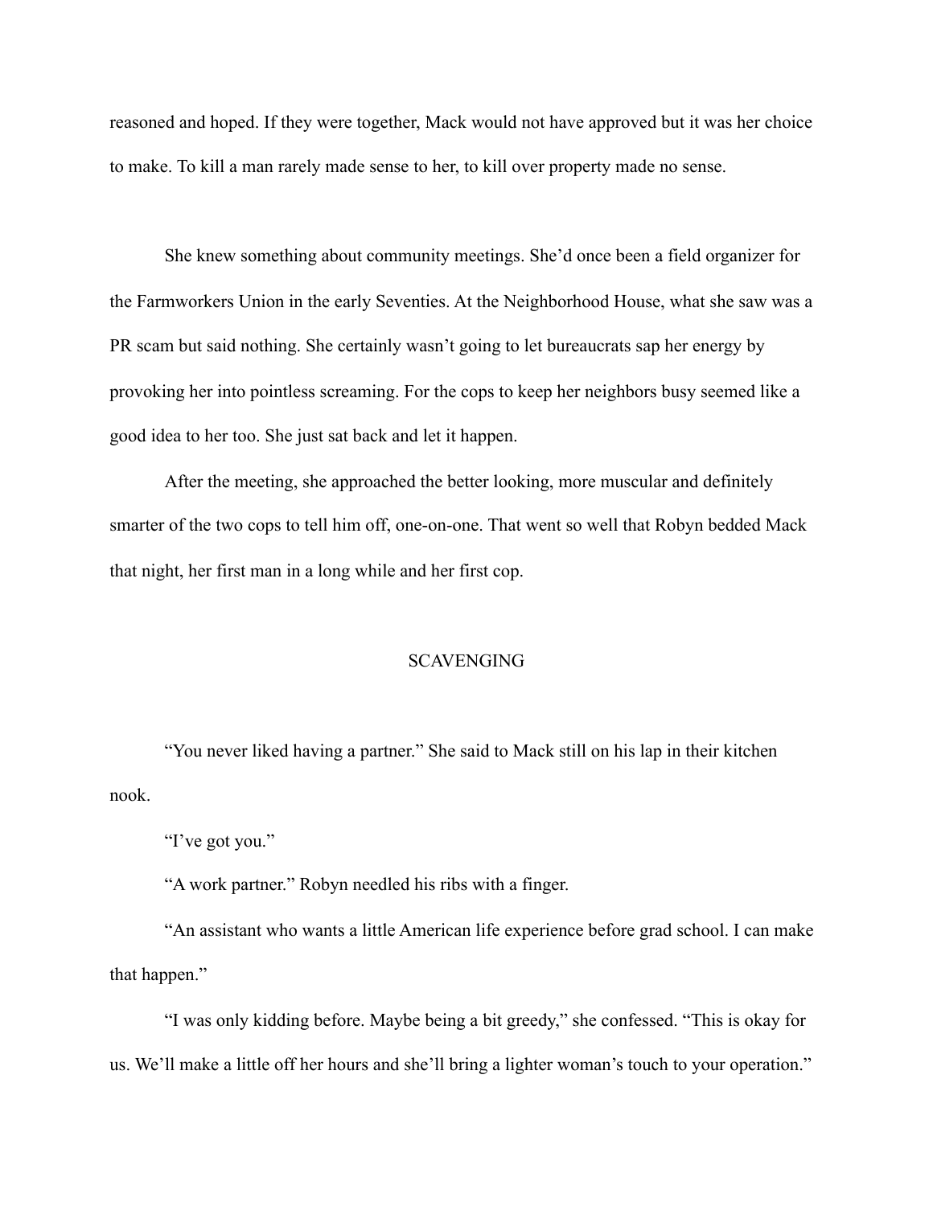reasoned and hoped. If they were together, Mack would not have approved but it was her choice to make. To kill a man rarely made sense to her, to kill over property made no sense.

She knew something about community meetings. She'd once been a field organizer for the Farmworkers Union in the early Seventies. At the Neighborhood House, what she saw was a PR scam but said nothing. She certainly wasn't going to let bureaucrats sap her energy by provoking her into pointless screaming. For the cops to keep her neighbors busy seemed like a good idea to her too. She just sat back and let it happen.

After the meeting, she approached the better looking, more muscular and definitely smarter of the two cops to tell him off, one-on-one. That went so well that Robyn bedded Mack that night, her first man in a long while and her first cop.

## SCAVENGING

"You never liked having a partner." She said to Mack still on his lap in their kitchen nook.

"I've got you."

"A work partner." Robyn needled his ribs with a finger.

"An assistant who wants a little American life experience before grad school. I can make that happen."

"I was only kidding before. Maybe being a bit greedy," she confessed. "This is okay for us. We'll make a little off her hours and she'll bring a lighter woman's touch to your operation."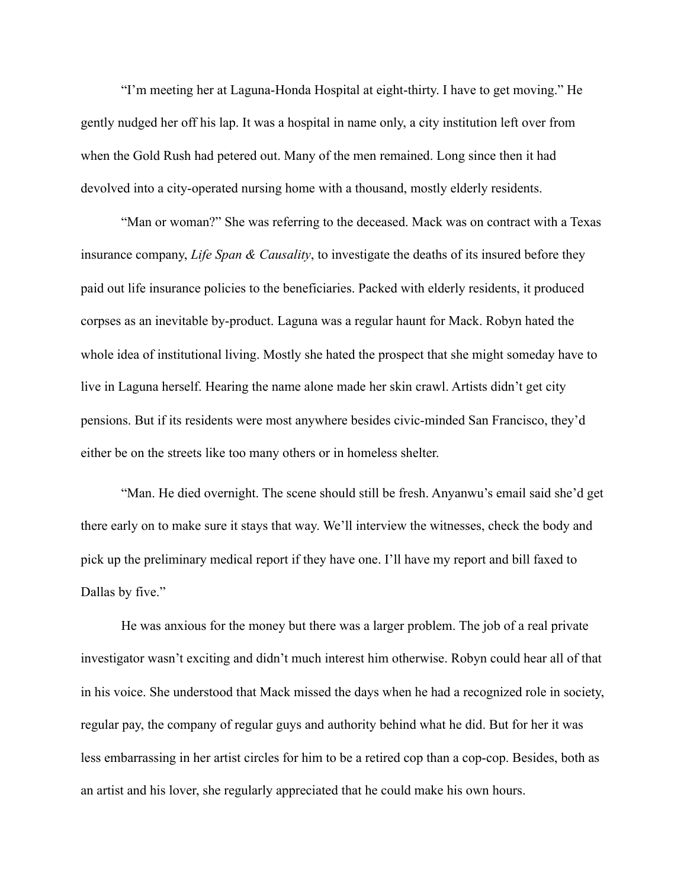"I'm meeting her at Laguna-Honda Hospital at eight-thirty. I have to get moving." He gently nudged her off his lap. It was a hospital in name only, a city institution left over from when the Gold Rush had petered out. Many of the men remained. Long since then it had devolved into a city-operated nursing home with a thousand, mostly elderly residents.

"Man or woman?" She was referring to the deceased. Mack was on contract with a Texas insurance company, *Life Span & Causality*, to investigate the deaths of its insured before they paid out life insurance policies to the beneficiaries. Packed with elderly residents, it produced corpses as an inevitable by-product. Laguna was a regular haunt for Mack. Robyn hated the whole idea of institutional living. Mostly she hated the prospect that she might someday have to live in Laguna herself. Hearing the name alone made her skin crawl. Artists didn't get city pensions. But if its residents were most anywhere besides civic-minded San Francisco, they'd either be on the streets like too many others or in homeless shelter.

"Man. He died overnight. The scene should still be fresh. Anyanwu's email said she'd get there early on to make sure it stays that way. We'll interview the witnesses, check the body and pick up the preliminary medical report if they have one. I'll have my report and bill faxed to Dallas by five."

He was anxious for the money but there was a larger problem. The job of a real private investigator wasn't exciting and didn't much interest him otherwise. Robyn could hear all of that in his voice. She understood that Mack missed the days when he had a recognized role in society, regular pay, the company of regular guys and authority behind what he did. But for her it was less embarrassing in her artist circles for him to be a retired cop than a cop-cop. Besides, both as an artist and his lover, she regularly appreciated that he could make his own hours.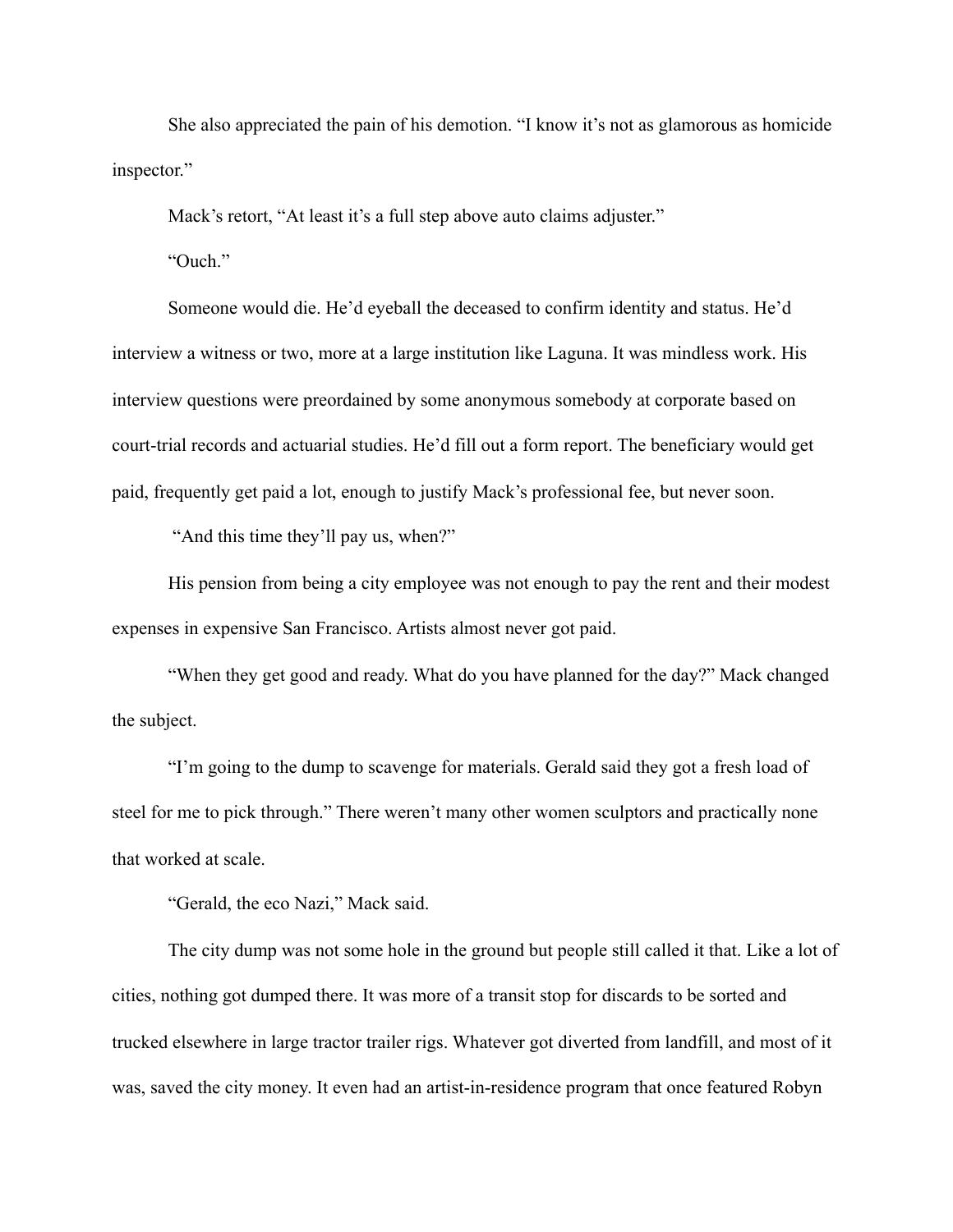She also appreciated the pain of his demotion. "I know it's not as glamorous as homicide inspector."

Mack's retort, "At least it's a full step above auto claims adjuster."

"Ouch."

Someone would die. He'd eyeball the deceased to confirm identity and status. He'd interview a witness or two, more at a large institution like Laguna. It was mindless work. His interview questions were preordained by some anonymous somebody at corporate based on court-trial records and actuarial studies. He'd fill out a form report. The beneficiary would get paid, frequently get paid a lot, enough to justify Mack's professional fee, but never soon.

"And this time they'll pay us, when?"

His pension from being a city employee was not enough to pay the rent and their modest expenses in expensive San Francisco. Artists almost never got paid.

"When they get good and ready. What do you have planned for the day?" Mack changed the subject.

"I'm going to the dump to scavenge for materials. Gerald said they got a fresh load of steel for me to pick through." There weren't many other women sculptors and practically none that worked at scale.

"Gerald, the eco Nazi," Mack said.

The city dump was not some hole in the ground but people still called it that. Like a lot of cities, nothing got dumped there. It was more of a transit stop for discards to be sorted and trucked elsewhere in large tractor trailer rigs. Whatever got diverted from landfill, and most of it was, saved the city money. It even had an artist-in-residence program that once featured Robyn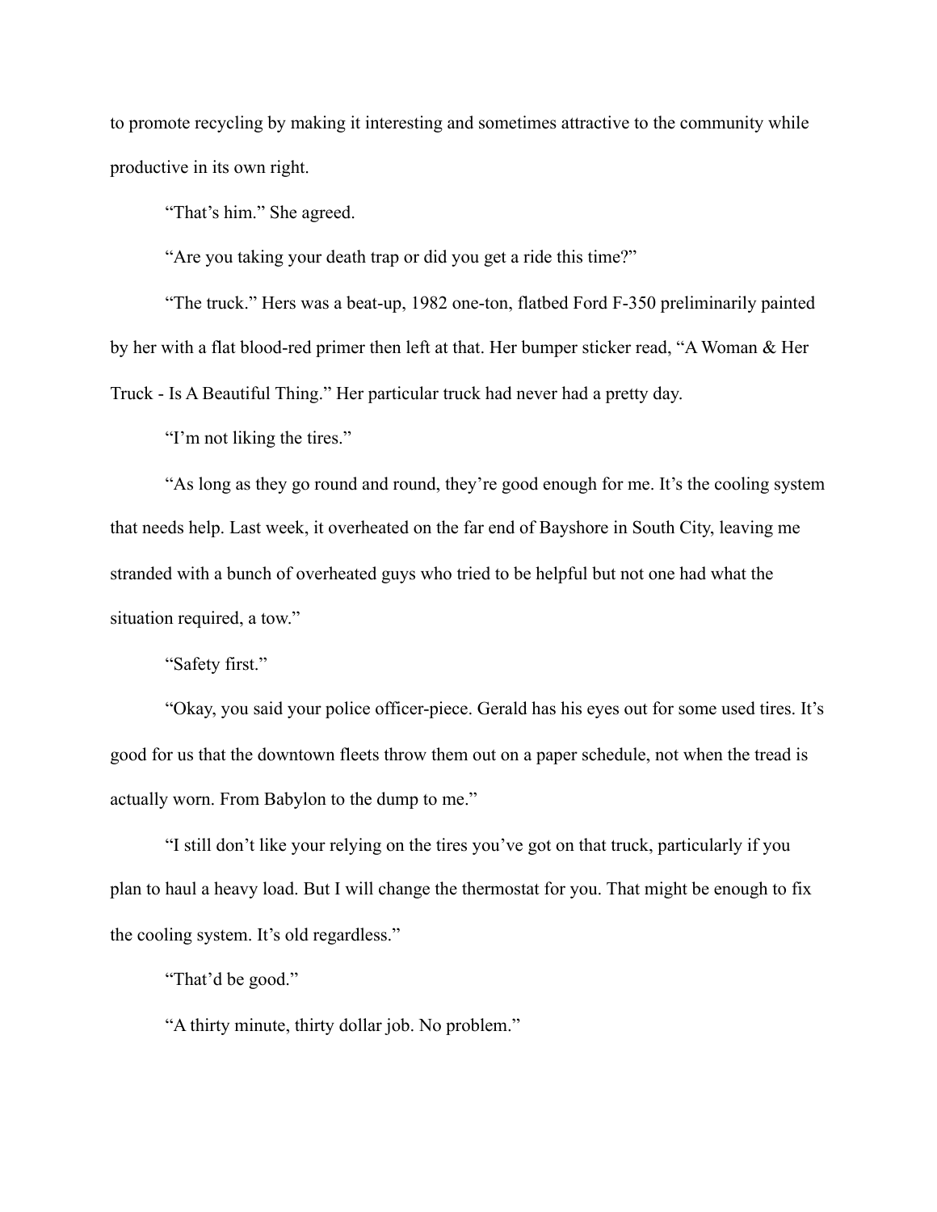to promote recycling by making it interesting and sometimes attractive to the community while productive in its own right.

"That's him." She agreed.

"Are you taking your death trap or did you get a ride this time?"

"The truck." Hers was a beat-up, 1982 one-ton, flatbed Ford F-350 preliminarily painted by her with a flat blood-red primer then left at that. Her bumper sticker read, "A Woman & Her Truck - Is A Beautiful Thing." Her particular truck had never had a pretty day.

"I'm not liking the tires."

"As long as they go round and round, they're good enough for me. It's the cooling system that needs help. Last week, it overheated on the far end of Bayshore in South City, leaving me stranded with a bunch of overheated guys who tried to be helpful but not one had what the situation required, a tow."

"Safety first."

"Okay, you said your police officer-piece. Gerald has his eyes out for some used tires. It's good for us that the downtown fleets throw them out on a paper schedule, not when the tread is actually worn. From Babylon to the dump to me."

"I still don't like your relying on the tires you've got on that truck, particularly if you plan to haul a heavy load. But I will change the thermostat for you. That might be enough to fix the cooling system. It's old regardless."

"That'd be good."

"A thirty minute, thirty dollar job. No problem."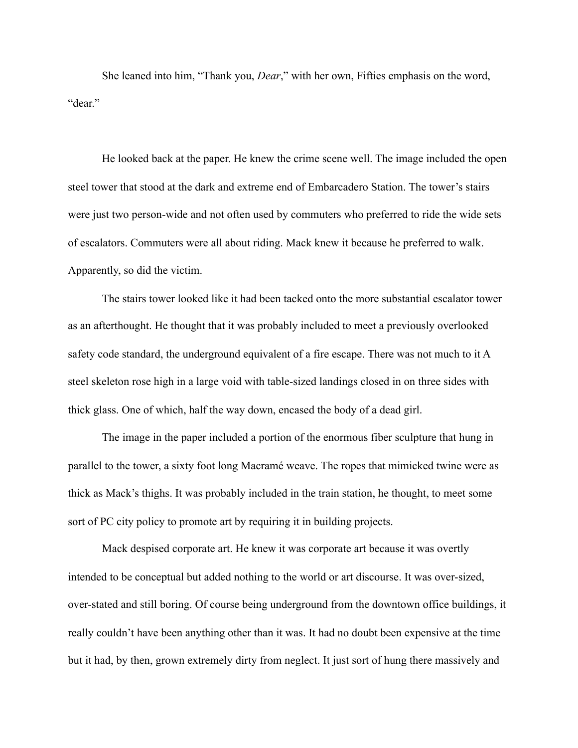She leaned into him, "Thank you, *Dear*," with her own, Fifties emphasis on the word, "dear."

He looked back at the paper. He knew the crime scene well. The image included the open steel tower that stood at the dark and extreme end of Embarcadero Station. The tower's stairs were just two person-wide and not often used by commuters who preferred to ride the wide sets of escalators. Commuters were all about riding. Mack knew it because he preferred to walk. Apparently, so did the victim.

The stairs tower looked like it had been tacked onto the more substantial escalator tower as an afterthought. He thought that it was probably included to meet a previously overlooked safety code standard, the underground equivalent of a fire escape. There was not much to it A steel skeleton rose high in a large void with table-sized landings closed in on three sides with thick glass. One of which, half the way down, encased the body of a dead girl.

The image in the paper included a portion of the enormous fiber sculpture that hung in parallel to the tower, a sixty foot long Macramé weave. The ropes that mimicked twine were as thick as Mack's thighs. It was probably included in the train station, he thought, to meet some sort of PC city policy to promote art by requiring it in building projects.

Mack despised corporate art. He knew it was corporate art because it was overtly intended to be conceptual but added nothing to the world or art discourse. It was over-sized, over-stated and still boring. Of course being underground from the downtown office buildings, it really couldn't have been anything other than it was. It had no doubt been expensive at the time but it had, by then, grown extremely dirty from neglect. It just sort of hung there massively and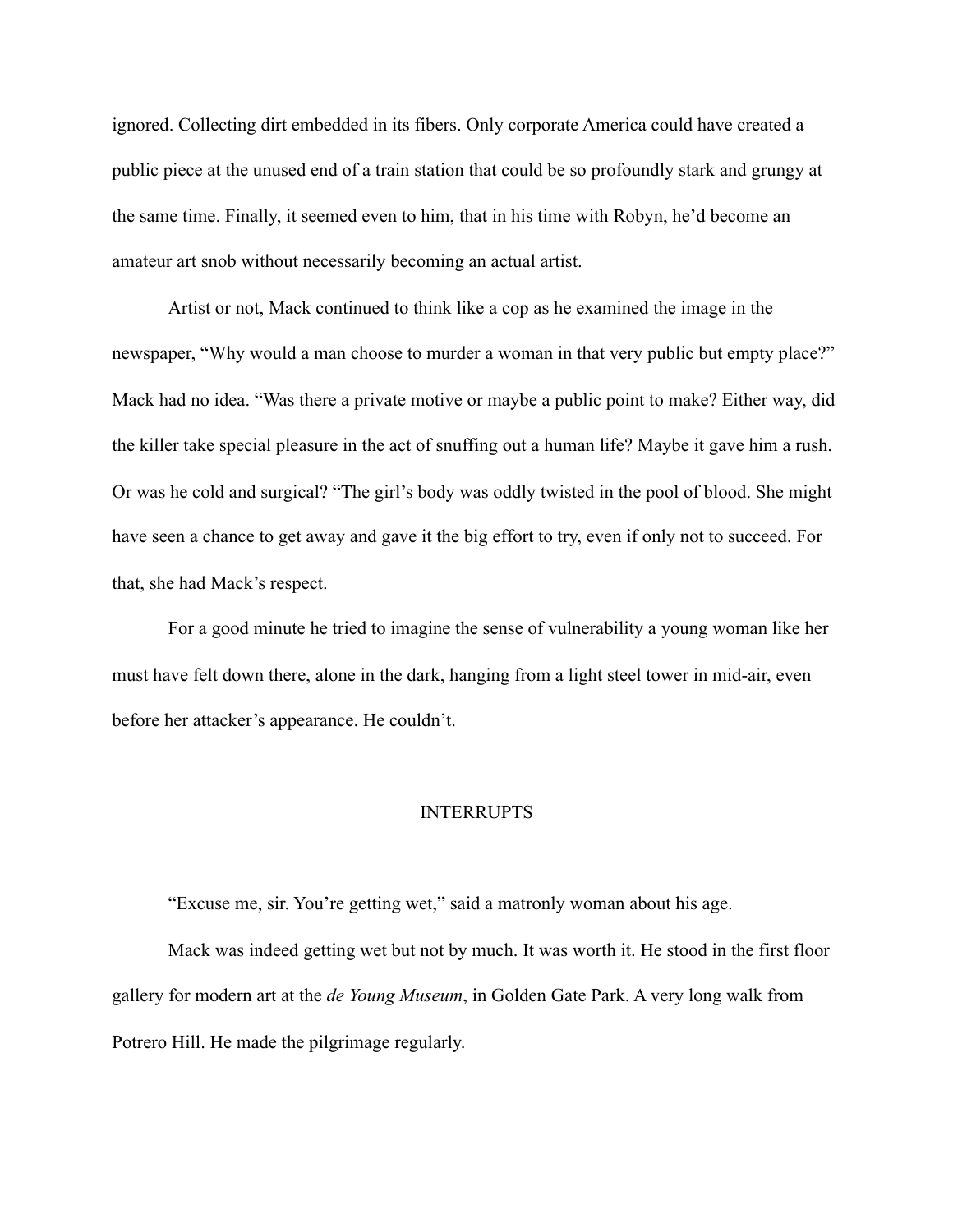ignored. Collecting dirt embedded in its fibers. Only corporate America could have created a public piece at the unused end of a train station that could be so profoundly stark and grungy at the same time. Finally, it seemed even to him, that in his time with Robyn, he'd become an amateur art snob without necessarily becoming an actual artist.

Artist or not, Mack continued to think like a cop as he examined the image in the newspaper, "Why would a man choose to murder a woman in that very public but empty place?" Mack had no idea. "Was there a private motive or maybe a public point to make? Either way, did the killer take special pleasure in the act of snuffing out a human life? Maybe it gave him a rush. Or was he cold and surgical? "The girl's body was oddly twisted in the pool of blood. She might have seen a chance to get away and gave it the big effort to try, even if only not to succeed. For that, she had Mack's respect.

For a good minute he tried to imagine the sense of vulnerability a young woman like her must have felt down there, alone in the dark, hanging from a light steel tower in mid-air, even before her attacker's appearance. He couldn't.

## INTERRUPTS

"Excuse me, sir. You're getting wet," said a matronly woman about his age.

Mack was indeed getting wet but not by much. It was worth it. He stood in the first floor gallery for modern art at the *de Young Museum*, in Golden Gate Park. A very long walk from Potrero Hill. He made the pilgrimage regularly.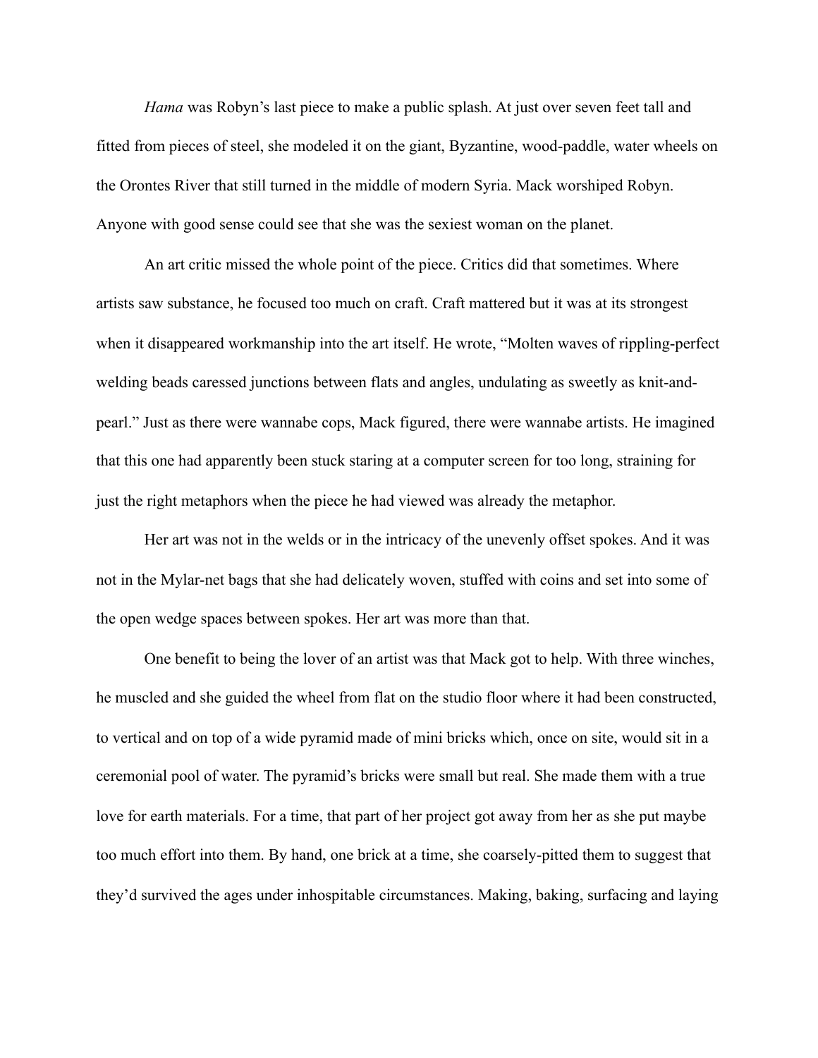*Hama* was Robyn's last piece to make a public splash. At just over seven feet tall and fitted from pieces of steel, she modeled it on the giant, Byzantine, wood-paddle, water wheels on the Orontes River that still turned in the middle of modern Syria. Mack worshiped Robyn. Anyone with good sense could see that she was the sexiest woman on the planet.

An art critic missed the whole point of the piece. Critics did that sometimes. Where artists saw substance, he focused too much on craft. Craft mattered but it was at its strongest when it disappeared workmanship into the art itself. He wrote, "Molten waves of rippling-perfect welding beads caressed junctions between flats and angles, undulating as sweetly as knit-and-pearl." Just as there were wannabe cops, Mack figured, there were wannabe artists. He imagined that this one had apparently been stuck staring at a computer screen for too long, straining for just the right metaphors when the piece he had viewed was already the metaphor.

Her art was not in the welds or in the intricacy of the unevenly offset spokes. And it was not in the Mylar-net bags that she had delicately woven, stuffed with coins and set into some of the open wedge spaces between spokes. Her art was more than that.

One benefit to being the lover of an artist was that Mack got to help. With three winches, he muscled and she guided the wheel from flat on the studio floor where it had been constructed, to vertical and on top of a wide pyramid made of mini bricks which, once on site, would sit in a ceremonial pool of water. The pyramid's bricks were small but real. She made them with a true love for earth materials. For a time, that part of her project got away from her as she put maybe too much effort into them. By hand, one brick at a time, she coarsely-pitted them to suggest that they'd survived the ages under inhospitable circumstances. Making, baking, surfacing and laying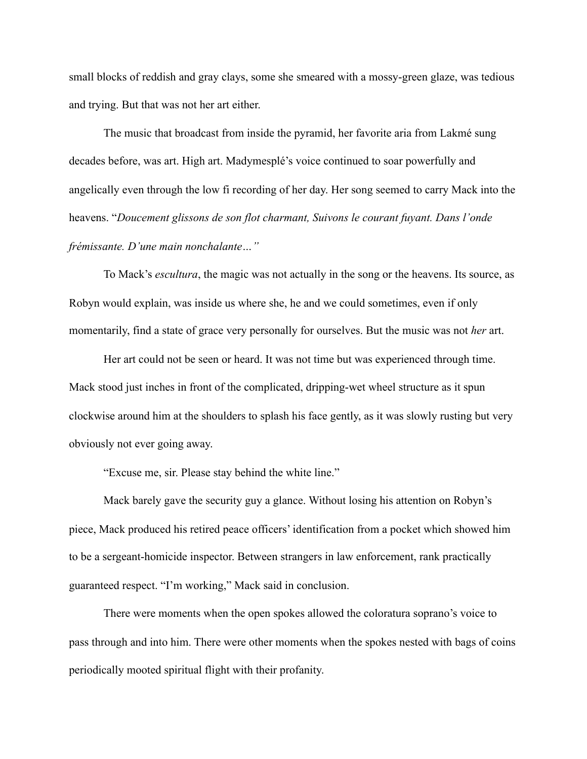small blocks of reddish and gray clays, some she smeared with a mossy-green glaze, was tedious and trying. But that was not her art either.

The music that broadcast from inside the pyramid, her favorite aria from Lakmé sung decades before, was art. High art. Madymesplé's voice continued to soar powerfully and angelically even through the low fi recording of her day. Her song seemed to carry Mack into the heavens. "*Doucement glissons de son flot charmant, Suivons le courant fuyant. Dans l'onde frémissante. D'une main nonchalante…"*

To Mack's *escultura*, the magic was not actually in the song or the heavens. Its source, as Robyn would explain, was inside us where she, he and we could sometimes, even if only momentarily, find a state of grace very personally for ourselves. But the music was not *her* art.

Her art could not be seen or heard. It was not time but was experienced through time. Mack stood just inches in front of the complicated, dripping-wet wheel structure as it spun clockwise around him at the shoulders to splash his face gently, as it was slowly rusting but very obviously not ever going away.

"Excuse me, sir. Please stay behind the white line."

Mack barely gave the security guy a glance. Without losing his attention on Robyn's piece, Mack produced his retired peace officers' identification from a pocket which showed him to be a sergeant-homicide inspector. Between strangers in law enforcement, rank practically guaranteed respect. "I'm working," Mack said in conclusion.

There were moments when the open spokes allowed the coloratura soprano's voice to pass through and into him. There were other moments when the spokes nested with bags of coins periodically mooted spiritual flight with their profanity.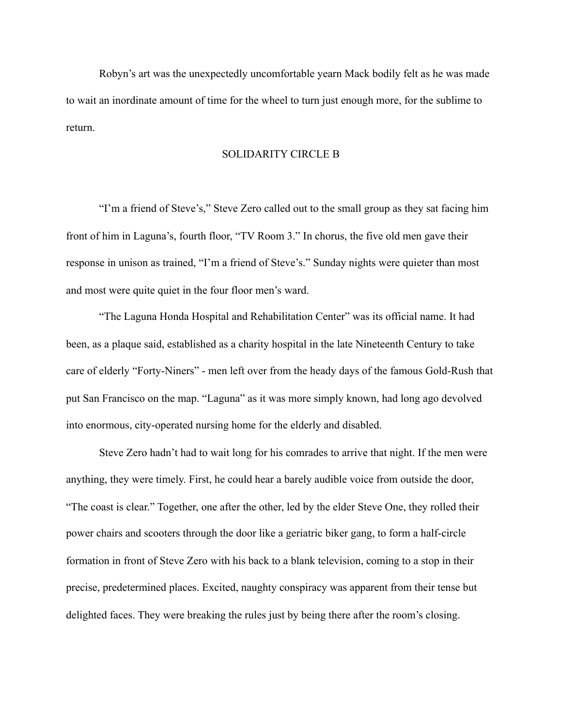Robyn's art was the unexpectedly uncomfortable yearn Mack bodily felt as he was made to wait an inordinate amount of time for the wheel to turn just enough more, for the sublime to return.

## SOLIDARITY CIRCLE B

"I'm a friend of Steve's," Steve Zero called out to the small group as they sat facing him front of him in Laguna's, fourth floor, "TV Room 3." In chorus, the five old men gave their response in unison as trained, "I'm a friend of Steve's." Sunday nights were quieter than most and most were quite quiet in the four floor men's ward.

"The Laguna Honda Hospital and Rehabilitation Center" was its official name. It had been, as a plaque said, established as a charity hospital in the late Nineteenth Century to take care of elderly "Forty-Niners" - men left over from the heady days of the famous Gold-Rush that put San Francisco on the map. "Laguna" as it was more simply known, had long ago devolved into enormous, city-operated nursing home for the elderly and disabled.

Steve Zero hadn't had to wait long for his comrades to arrive that night. If the men were anything, they were timely. First, he could hear a barely audible voice from outside the door, "The coast is clear." Together, one after the other, led by the elder Steve One, they rolled their power chairs and scooters through the door like a geriatric biker gang, to form a half-circle formation in front of Steve Zero with his back to a blank television, coming to a stop in their precise, predetermined places. Excited, naughty conspiracy was apparent from their tense but delighted faces. They were breaking the rules just by being there after the room's closing.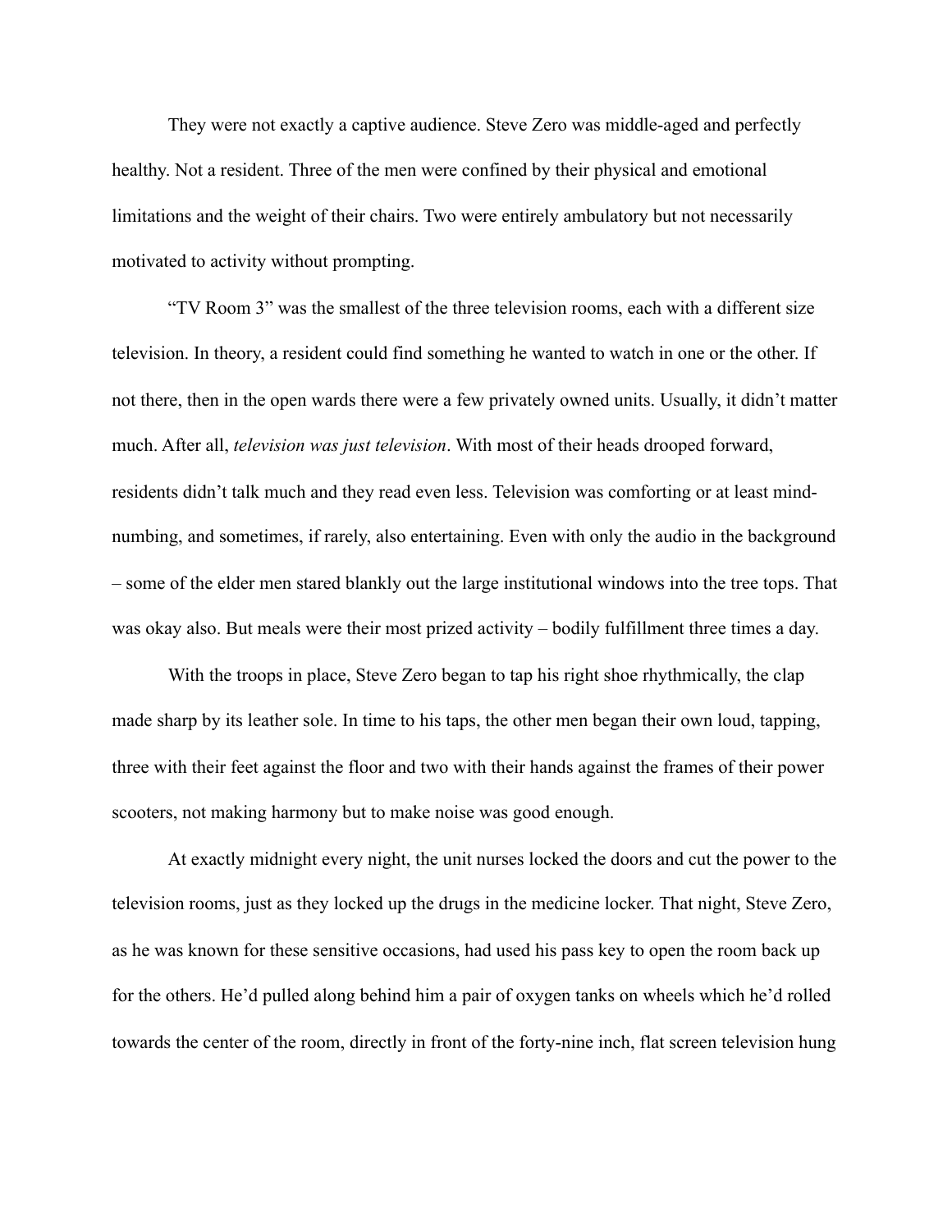They were not exactly a captive audience. Steve Zero was middle-aged and perfectly healthy. Not a resident. Three of the men were confined by their physical and emotional limitations and the weight of their chairs. Two were entirely ambulatory but not necessarily motivated to activity without prompting.

"TV Room 3" was the smallest of the three television rooms, each with a different size television. In theory, a resident could find something he wanted to watch in one or the other. If not there, then in the open wards there were a few privately owned units. Usually, it didn't matter much. After all, *television was just television*. With most of their heads drooped forward, residents didn't talk much and they read even less. Television was comforting or at least mind-numbing, and sometimes, if rarely, also entertaining. Even with only the audio in the background – some of the elder men stared blankly out the large institutional windows into the tree tops. That was okay also. But meals were their most prized activity – bodily fulfillment three times a day.

With the troops in place, Steve Zero began to tap his right shoe rhythmically, the clap made sharp by its leather sole. In time to his taps, the other men began their own loud, tapping, three with their feet against the floor and two with their hands against the frames of their power scooters, not making harmony but to make noise was good enough.

At exactly midnight every night, the unit nurses locked the doors and cut the power to the television rooms, just as they locked up the drugs in the medicine locker. That night, Steve Zero, as he was known for these sensitive occasions, had used his pass key to open the room back up for the others. He'd pulled along behind him a pair of oxygen tanks on wheels which he'd rolled towards the center of the room, directly in front of the forty-nine inch, flat screen television hung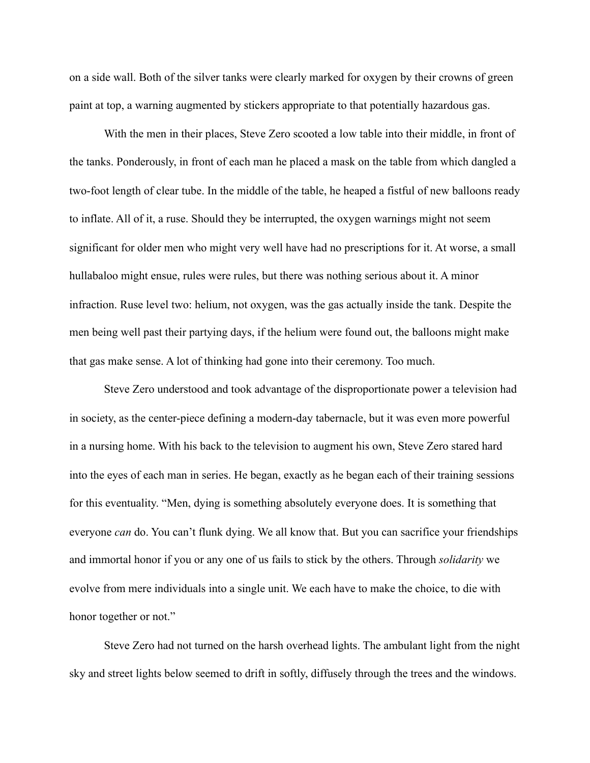on a side wall. Both of the silver tanks were clearly marked for oxygen by their crowns of green paint at top, a warning augmented by stickers appropriate to that potentially hazardous gas.

With the men in their places, Steve Zero scooted a low table into their middle, in front of the tanks. Ponderously, in front of each man he placed a mask on the table from which dangled a two-foot length of clear tube. In the middle of the table, he heaped a fistful of new balloons ready to inflate. All of it, a ruse. Should they be interrupted, the oxygen warnings might not seem significant for older men who might very well have had no prescriptions for it. At worse, a small hullabaloo might ensue, rules were rules, but there was nothing serious about it. A minor infraction. Ruse level two: helium, not oxygen, was the gas actually inside the tank. Despite the men being well past their partying days, if the helium were found out, the balloons might make that gas make sense. A lot of thinking had gone into their ceremony. Too much.

Steve Zero understood and took advantage of the disproportionate power a television had in society, as the center-piece defining a modern-day tabernacle, but it was even more powerful in a nursing home. With his back to the television to augment his own, Steve Zero stared hard into the eyes of each man in series. He began, exactly as he began each of their training sessions for this eventuality. "Men, dying is something absolutely everyone does. It is something that everyone *can* do. You can't flunk dying. We all know that. But you can sacrifice your friendships and immortal honor if you or any one of us fails to stick by the others. Through *solidarity* we evolve from mere individuals into a single unit. We each have to make the choice, to die with honor together or not."

Steve Zero had not turned on the harsh overhead lights. The ambulant light from the night sky and street lights below seemed to drift in softly, diffusely through the trees and the windows.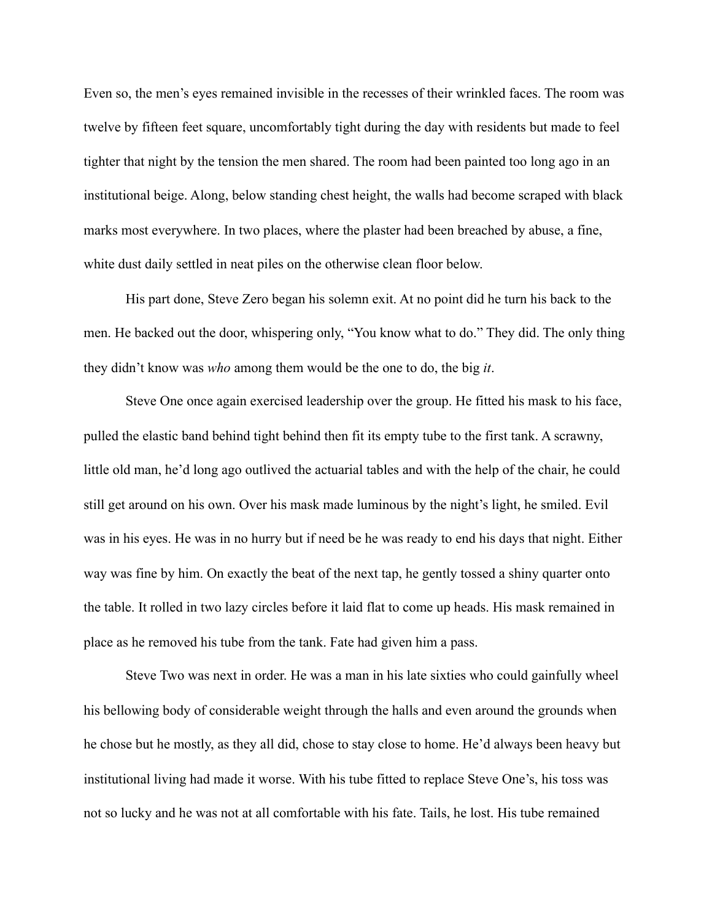Even so, the men's eyes remained invisible in the recesses of their wrinkled faces. The room was twelve by fifteen feet square, uncomfortably tight during the day with residents but made to feel tighter that night by the tension the men shared. The room had been painted too long ago in an institutional beige. Along, below standing chest height, the walls had become scraped with black marks most everywhere. In two places, where the plaster had been breached by abuse, a fine, white dust daily settled in neat piles on the otherwise clean floor below.

His part done, Steve Zero began his solemn exit. At no point did he turn his back to the men. He backed out the door, whispering only, "You know what to do." They did. The only thing they didn't know was *who* among them would be the one to do, the big *it*.

Steve One once again exercised leadership over the group. He fitted his mask to his face, pulled the elastic band behind tight behind then fit its empty tube to the first tank. A scrawny, little old man, he'd long ago outlived the actuarial tables and with the help of the chair, he could still get around on his own. Over his mask made luminous by the night's light, he smiled. Evil was in his eyes. He was in no hurry but if need be he was ready to end his days that night. Either way was fine by him. On exactly the beat of the next tap, he gently tossed a shiny quarter onto the table. It rolled in two lazy circles before it laid flat to come up heads. His mask remained in place as he removed his tube from the tank. Fate had given him a pass.

Steve Two was next in order. He was a man in his late sixties who could gainfully wheel his bellowing body of considerable weight through the halls and even around the grounds when he chose but he mostly, as they all did, chose to stay close to home. He'd always been heavy but institutional living had made it worse. With his tube fitted to replace Steve One's, his toss was not so lucky and he was not at all comfortable with his fate. Tails, he lost. His tube remained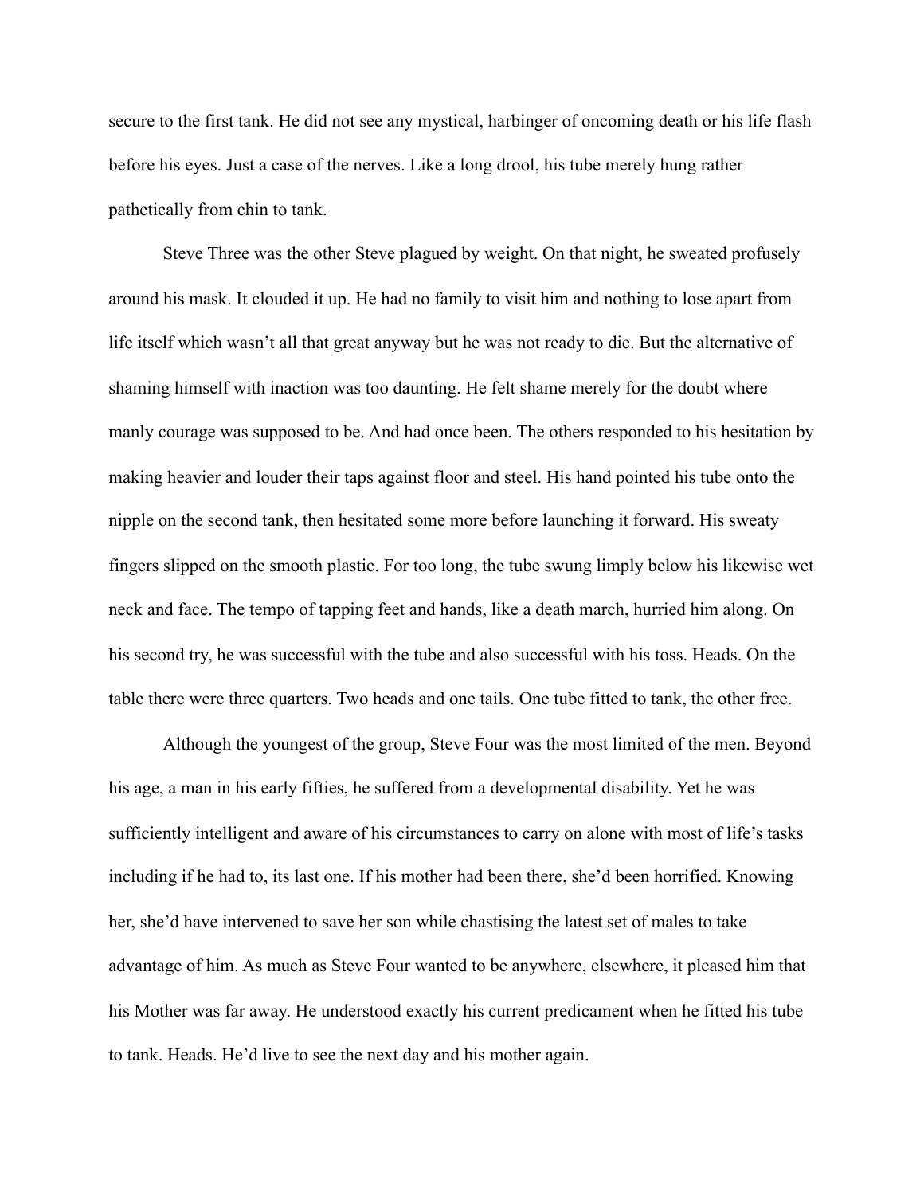secure to the first tank. He did not see any mystical, harbinger of oncoming death or his life flash before his eyes. Just a case of the nerves. Like a long drool, his tube merely hung rather pathetically from chin to tank.

Steve Three was the other Steve plagued by weight. On that night, he sweated profusely around his mask. It clouded it up. He had no family to visit him and nothing to lose apart from life itself which wasn't all that great anyway but he was not ready to die. But the alternative of shaming himself with inaction was too daunting. He felt shame merely for the doubt where manly courage was supposed to be. And had once been. The others responded to his hesitation by making heavier and louder their taps against floor and steel. His hand pointed his tube onto the nipple on the second tank, then hesitated some more before launching it forward. His sweaty fingers slipped on the smooth plastic. For too long, the tube swung limply below his likewise wet neck and face. The tempo of tapping feet and hands, like a death march, hurried him along. On his second try, he was successful with the tube and also successful with his toss. Heads. On the table there were three quarters. Two heads and one tails. One tube fitted to tank, the other free.

Although the youngest of the group, Steve Four was the most limited of the men. Beyond his age, a man in his early fifties, he suffered from a developmental disability. Yet he was sufficiently intelligent and aware of his circumstances to carry on alone with most of life's tasks including if he had to, its last one. If his mother had been there, she'd been horrified. Knowing her, she'd have intervened to save her son while chastising the latest set of males to take advantage of him. As much as Steve Four wanted to be anywhere, elsewhere, it pleased him that his Mother was far away. He understood exactly his current predicament when he fitted his tube to tank. Heads. He'd live to see the next day and his mother again.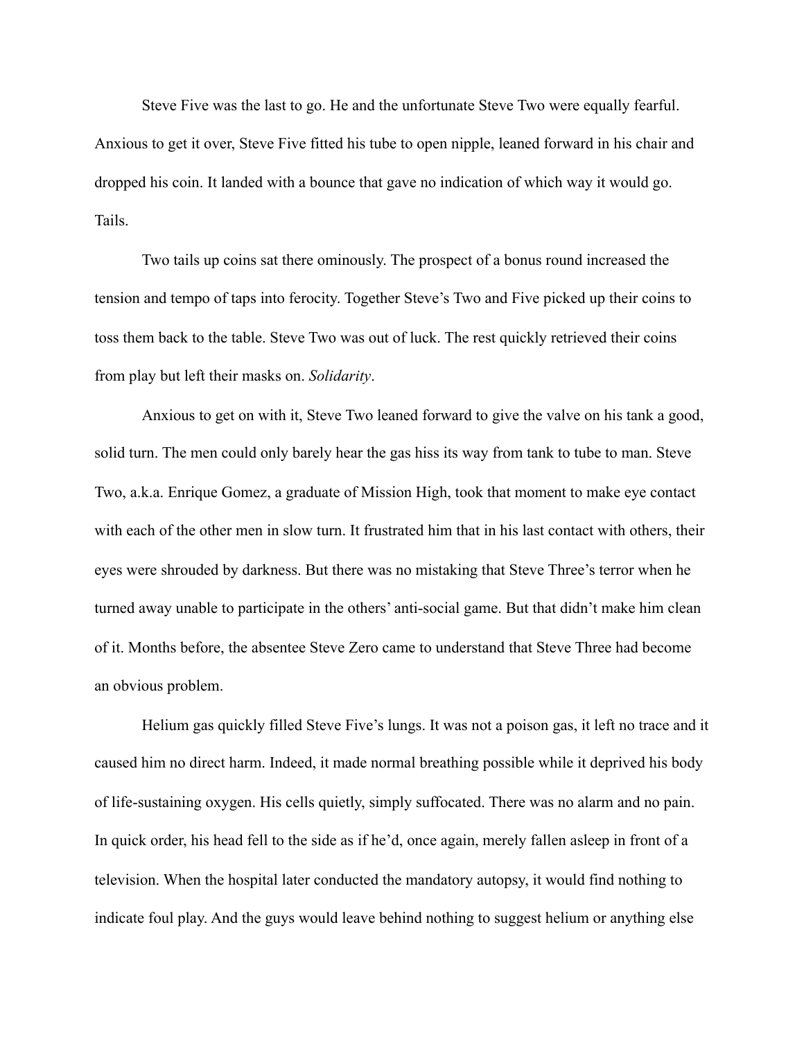Steve Five was the last to go. He and the unfortunate Steve Two were equally fearful. Anxious to get it over, Steve Five fitted his tube to open nipple, leaned forward in his chair and dropped his coin. It landed with a bounce that gave no indication of which way it would go. Tails.

Two tails up coins sat there ominously. The prospect of a bonus round increased the tension and tempo of taps into ferocity. Together Steve's Two and Five picked up their coins to toss them back to the table. Steve Two was out of luck. The rest quickly retrieved their coins from play but left their masks on. *Solidarity*.

Anxious to get on with it, Steve Two leaned forward to give the valve on his tank a good, solid turn. The men could only barely hear the gas hiss its way from tank to tube to man. Steve Two, a.k.a. Enrique Gomez, a graduate of Mission High, took that moment to make eye contact with each of the other men in slow turn. It frustrated him that in his last contact with others, their eyes were shrouded by darkness. But there was no mistaking that Steve Three's terror when he turned away unable to participate in the others' anti-social game. But that didn't make him clean of it. Months before, the absentee Steve Zero came to understand that Steve Three had become an obvious problem.

Helium gas quickly filled Steve Five's lungs. It was not a poison gas, it left no trace and it caused him no direct harm. Indeed, it made normal breathing possible while it deprived his body of life-sustaining oxygen. His cells quietly, simply suffocated. There was no alarm and no pain. In quick order, his head fell to the side as if he'd, once again, merely fallen asleep in front of a television. When the hospital later conducted the mandatory autopsy, it would find nothing to indicate foul play. And the guys would leave behind nothing to suggest helium or anything else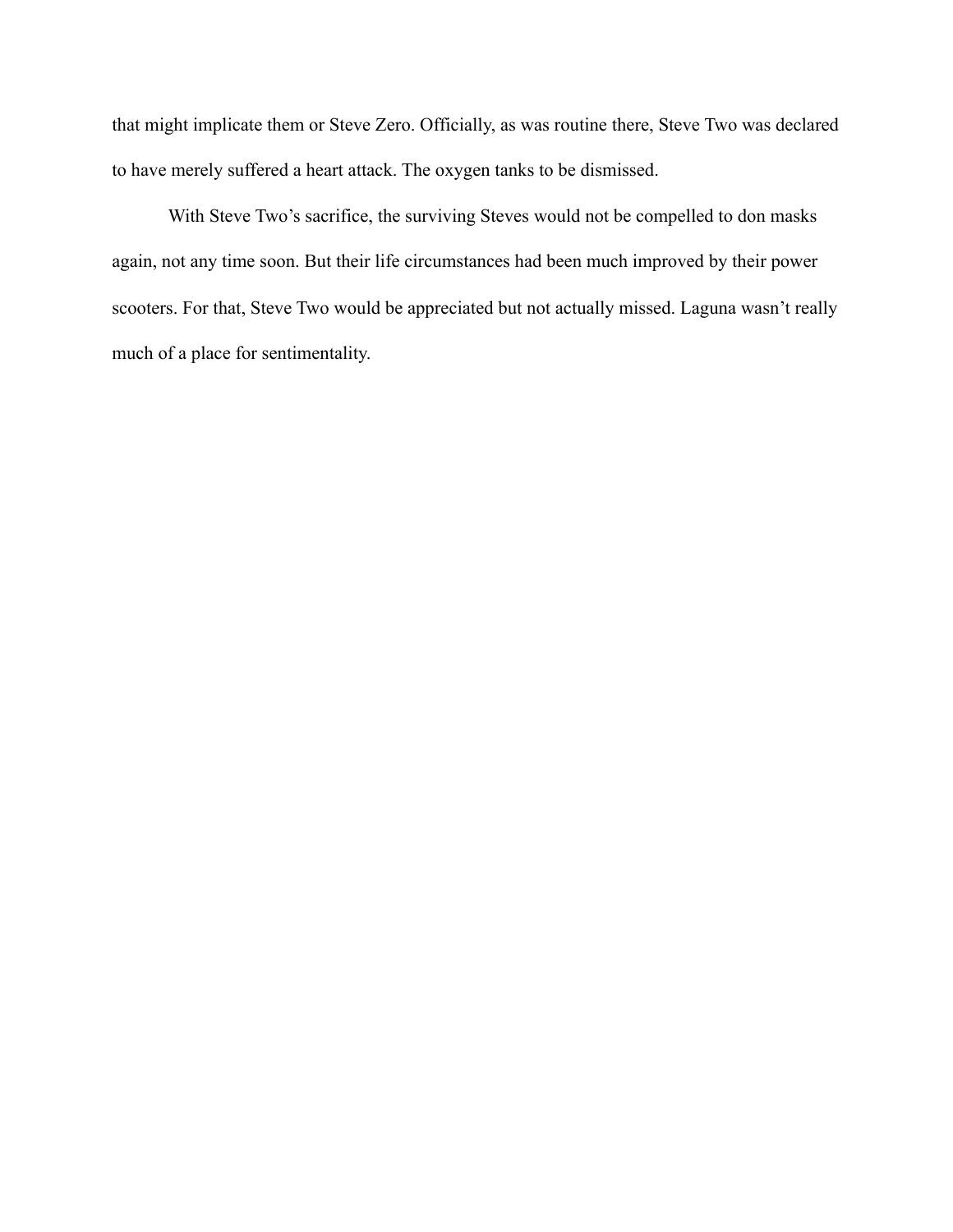that might implicate them or Steve Zero. Officially, as was routine there, Steve Two was declared to have merely suffered a heart attack. The oxygen tanks to be dismissed.

With Steve Two's sacrifice, the surviving Steves would not be compelled to don masks again, not any time soon. But their life circumstances had been much improved by their power scooters. For that, Steve Two would be appreciated but not actually missed. Laguna wasn't really much of a place for sentimentality.